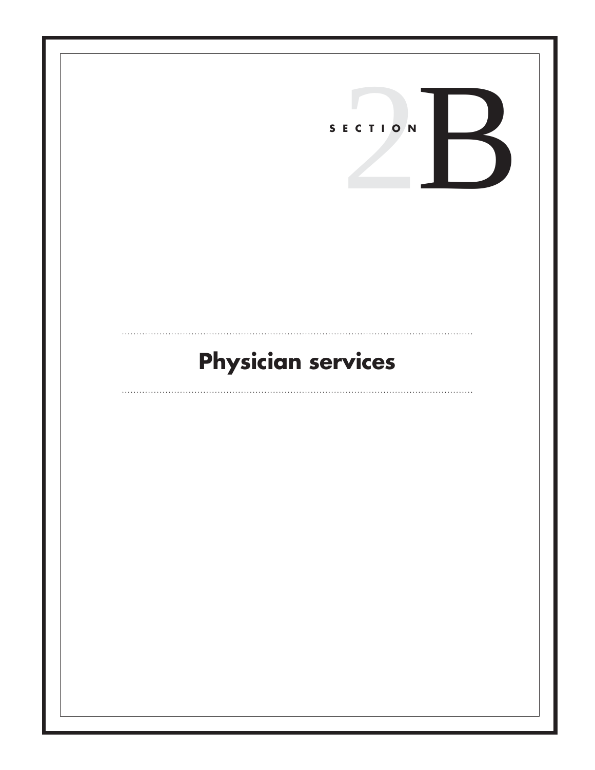# SECTION 2B

## Physician services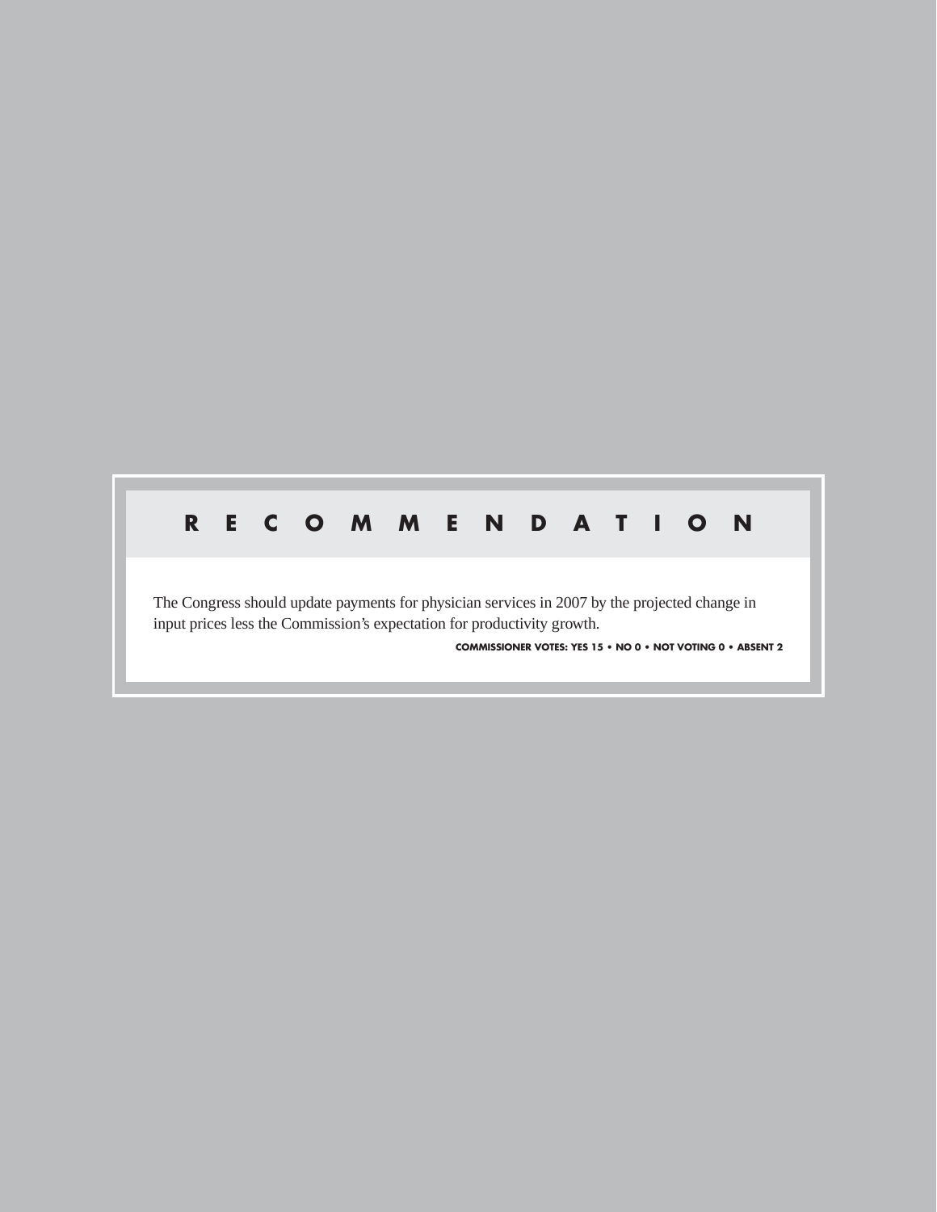## RECOMMENDATION

The Congress should update payments for physician services in 2007 by the projected change in input prices less the Commission's expectation for productivity growth.

**COMMISSIONER VOTES: YES 15 • NO 0 • NOT VOTING 0 • ABSENT 2**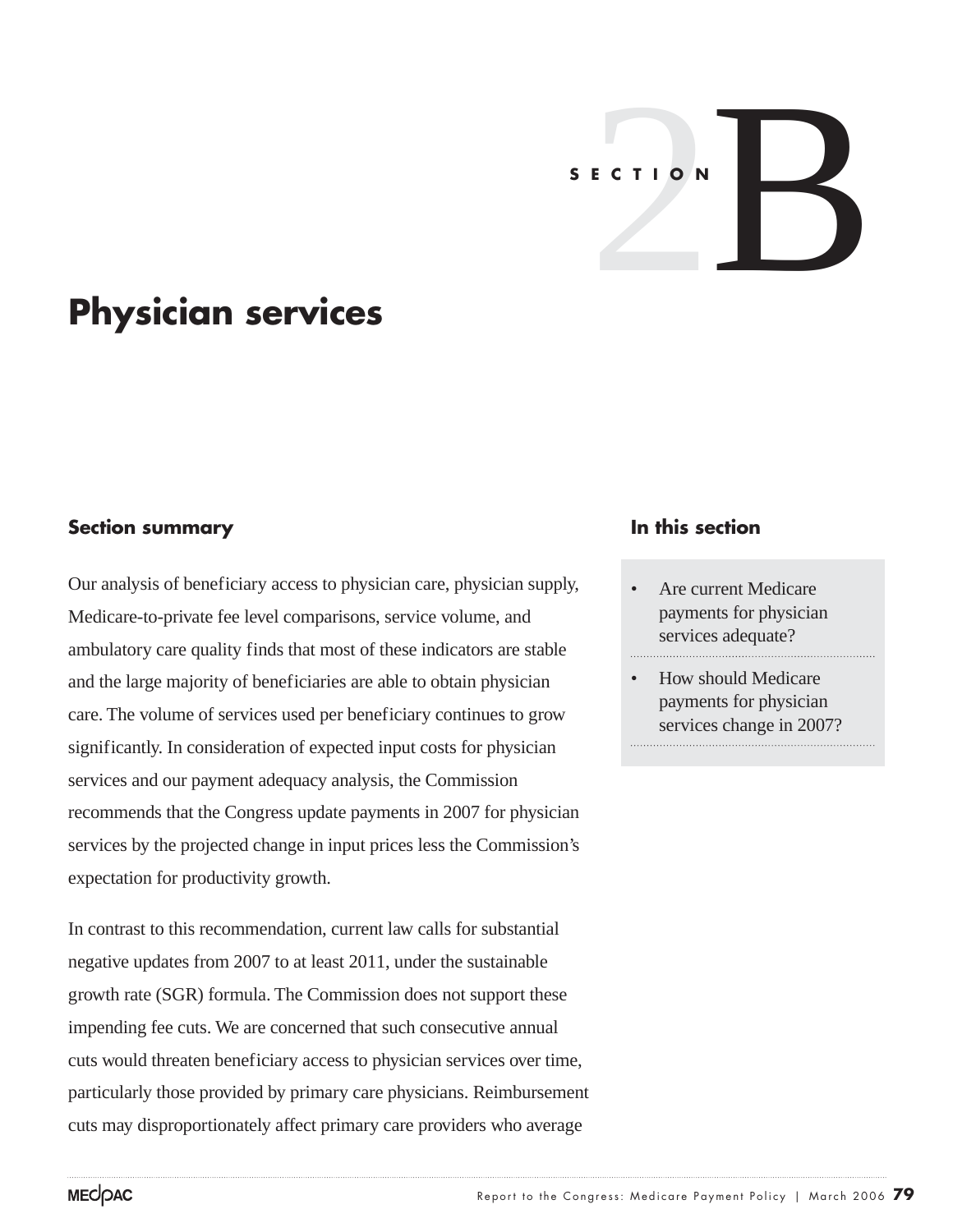SECTION 2B

# Physician services

## Section summary

Our analysis of beneficiary access to physician care, physician supply, Medicare-to-private fee level comparisons, service volume, and ambulatory care quality finds that most of these indicators are stable and the large majority of beneficiaries are able to obtain physician care. The volume of services used per beneficiary continues to grow significantly. In consideration of expected input costs for physician services and our payment adequacy analysis, the Commission recommends that the Congress update payments in 2007 for physician services by the projected change in input prices less the Commission's expectation for productivity growth.

In contrast to this recommendation, current law calls for substantial negative updates from 2007 to at least 2011, under the sustainable growth rate (SGR) formula. The Commission does not support these impending fee cuts. We are concerned that such consecutive annual cuts would threaten beneficiary access to physician services over time, particularly those provided by primary care physicians. Reimbursement cuts may disproportionately affect primary care providers who average

## In this section

- Are current Medicare payments for physician services adequate?
- How should Medicare payments for physician services change in 2007?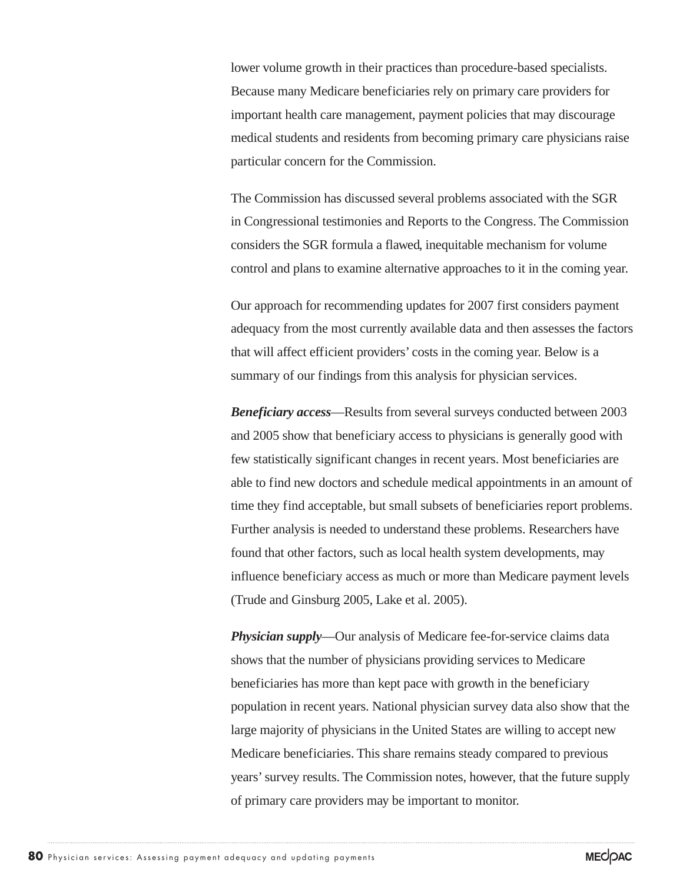lower volume growth in their practices than procedure-based specialists. Because many Medicare beneficiaries rely on primary care providers for important health care management, payment policies that may discourage medical students and residents from becoming primary care physicians raise particular concern for the Commission.

The Commission has discussed several problems associated with the SGR in Congressional testimonies and Reports to the Congress. The Commission considers the SGR formula a flawed, inequitable mechanism for volume control and plans to examine alternative approaches to it in the coming year.

Our approach for recommending updates for 2007 first considers payment adequacy from the most currently available data and then assesses the factors that will affect efficient providers' costs in the coming year. Below is a summary of our findings from this analysis for physician services.

***Beneficiary access***—Results from several surveys conducted between 2003 and 2005 show that beneficiary access to physicians is generally good with few statistically significant changes in recent years. Most beneficiaries are able to find new doctors and schedule medical appointments in an amount of time they find acceptable, but small subsets of beneficiaries report problems. Further analysis is needed to understand these problems. Researchers have found that other factors, such as local health system developments, may influence beneficiary access as much or more than Medicare payment levels (Trude and Ginsburg 2005, Lake et al. 2005).

***Physician supply***—Our analysis of Medicare fee-for-service claims data shows that the number of physicians providing services to Medicare beneficiaries has more than kept pace with growth in the beneficiary population in recent years. National physician survey data also show that the large majority of physicians in the United States are willing to accept new Medicare beneficiaries. This share remains steady compared to previous years' survey results. The Commission notes, however, that the future supply of primary care providers may be important to monitor.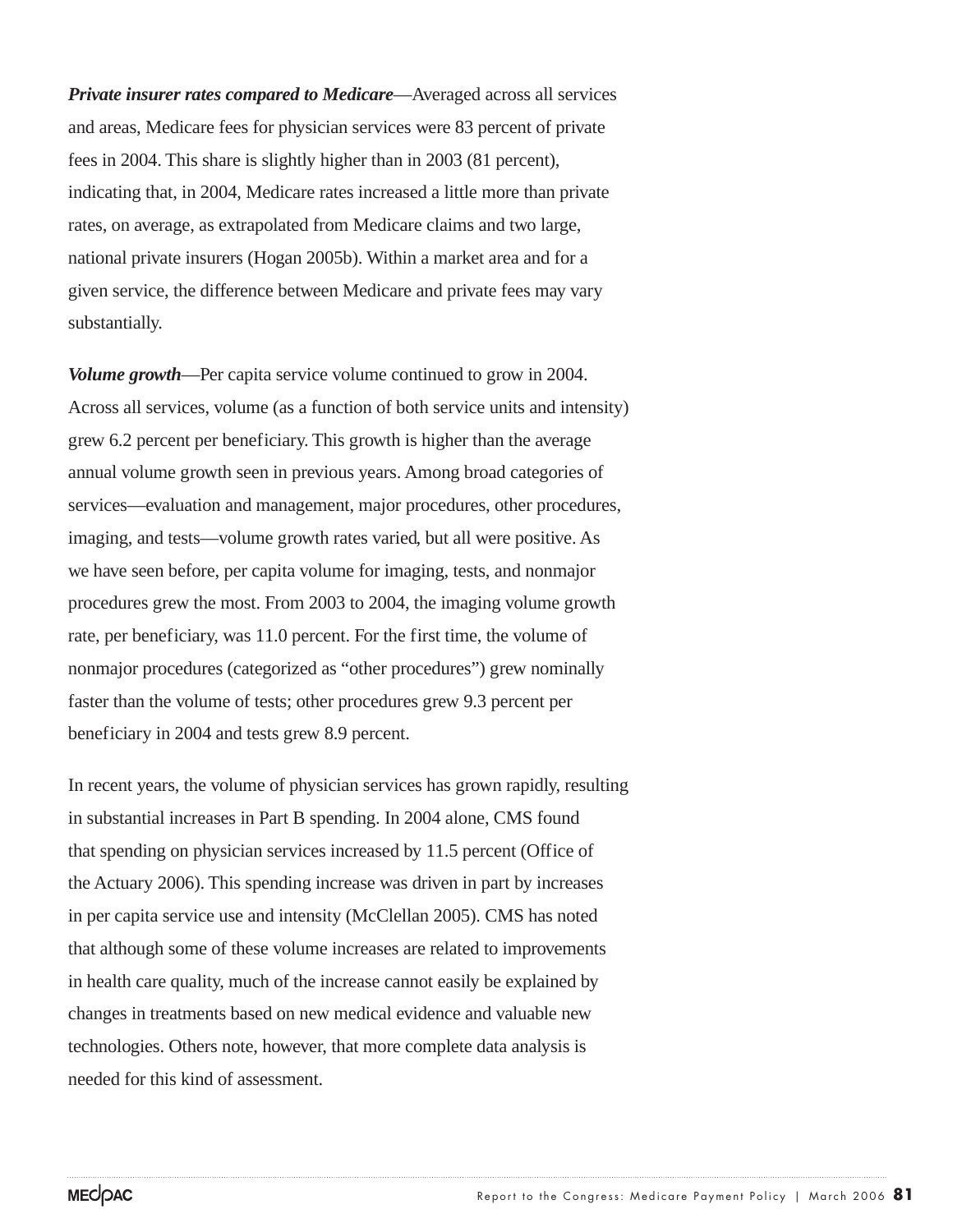***Private insurer rates compared to Medicare***—Averaged across all services and areas, Medicare fees for physician services were 83 percent of private fees in 2004. This share is slightly higher than in 2003 (81 percent), indicating that, in 2004, Medicare rates increased a little more than private rates, on average, as extrapolated from Medicare claims and two large, national private insurers (Hogan 2005b). Within a market area and for a given service, the difference between Medicare and private fees may vary substantially.

***Volume growth***—Per capita service volume continued to grow in 2004. Across all services, volume (as a function of both service units and intensity) grew 6.2 percent per beneficiary. This growth is higher than the average annual volume growth seen in previous years. Among broad categories of services—evaluation and management, major procedures, other procedures, imaging, and tests—volume growth rates varied, but all were positive. As we have seen before, per capita volume for imaging, tests, and nonmajor procedures grew the most. From 2003 to 2004, the imaging volume growth rate, per beneficiary, was 11.0 percent. For the first time, the volume of nonmajor procedures (categorized as "other procedures") grew nominally faster than the volume of tests; other procedures grew 9.3 percent per beneficiary in 2004 and tests grew 8.9 percent.

In recent years, the volume of physician services has grown rapidly, resulting in substantial increases in Part B spending. In 2004 alone, CMS found that spending on physician services increased by 11.5 percent (Office of the Actuary 2006). This spending increase was driven in part by increases in per capita service use and intensity (McClellan 2005). CMS has noted that although some of these volume increases are related to improvements in health care quality, much of the increase cannot easily be explained by changes in treatments based on new medical evidence and valuable new technologies. Others note, however, that more complete data analysis is needed for this kind of assessment.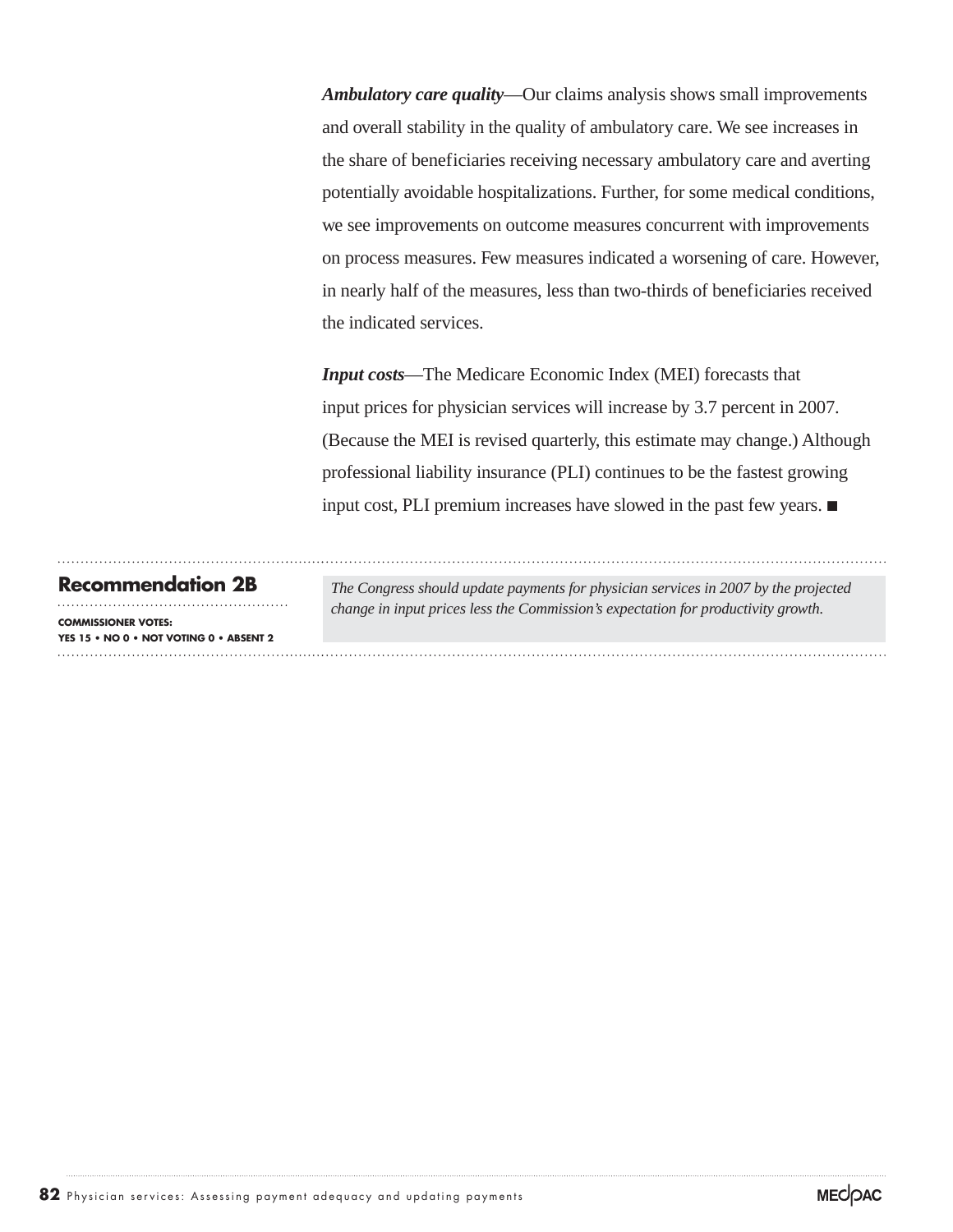***Ambulatory care quality***—Our claims analysis shows small improvements and overall stability in the quality of ambulatory care. We see increases in the share of beneficiaries receiving necessary ambulatory care and averting potentially avoidable hospitalizations. Further, for some medical conditions, we see improvements on outcome measures concurrent with improvements on process measures. Few measures indicated a worsening of care. However, in nearly half of the measures, less than two-thirds of beneficiaries received the indicated services.

***Input costs***—The Medicare Economic Index (MEI) forecasts that input prices for physician services will increase by 3.7 percent in 2007. (Because the MEI is revised quarterly, this estimate may change.) Although professional liability insurance (PLI) continues to be the fastest growing input cost, PLI premium increases have slowed in the past few years. ■

**Recommendation 2B**

**COMMISSIONER VOTES:**
**YES 15 • NO 0 • NOT VOTING 0 • ABSENT 2**

*The Congress should update payments for physician services in 2007 by the projected change in input prices less the Commission's expectation for productivity growth.*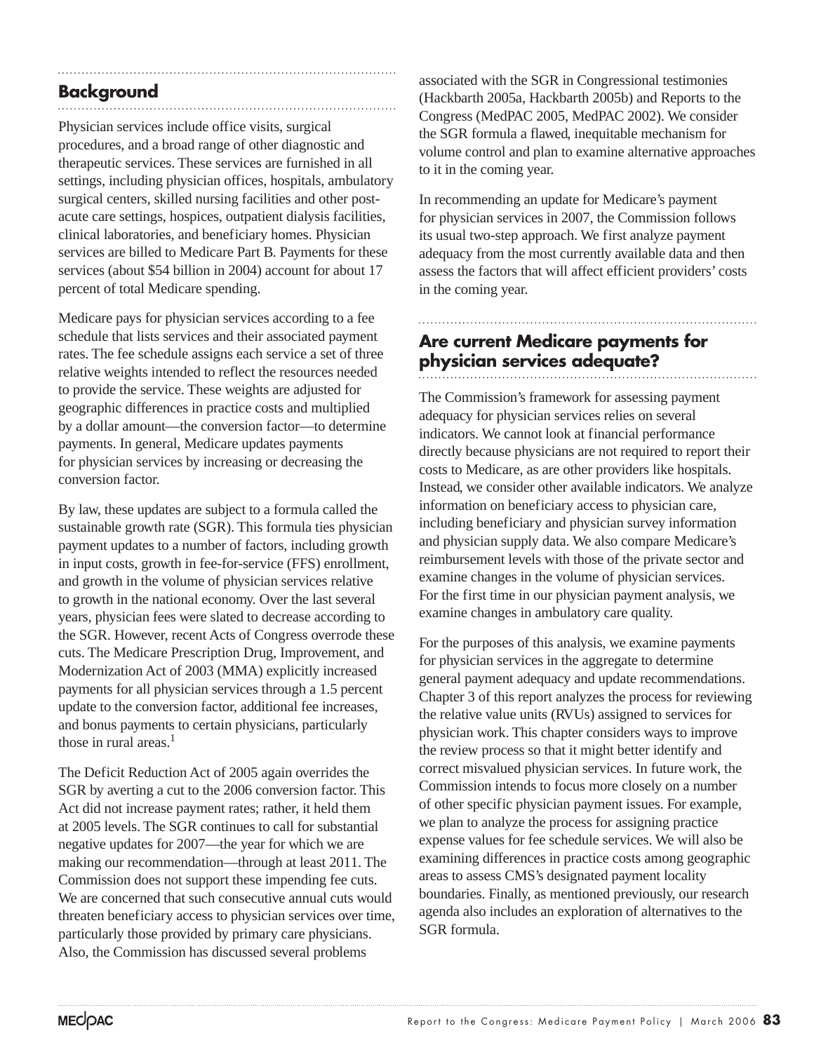## Background

Physician services include office visits, surgical procedures, and a broad range of other diagnostic and therapeutic services. These services are furnished in all settings, including physician offices, hospitals, ambulatory surgical centers, skilled nursing facilities and other post-acute care settings, hospices, outpatient dialysis facilities, clinical laboratories, and beneficiary homes. Physician services are billed to Medicare Part B. Payments for these services (about $54 billion in 2004) account for about 17 percent of total Medicare spending.

Medicare pays for physician services according to a fee schedule that lists services and their associated payment rates. The fee schedule assigns each service a set of three relative weights intended to reflect the resources needed to provide the service. These weights are adjusted for geographic differences in practice costs and multiplied by a dollar amount—the conversion factor—to determine payments. In general, Medicare updates payments for physician services by increasing or decreasing the conversion factor.

By law, these updates are subject to a formula called the sustainable growth rate (SGR). This formula ties physician payment updates to a number of factors, including growth in input costs, growth in fee-for-service (FFS) enrollment, and growth in the volume of physician services relative to growth in the national economy. Over the last several years, physician fees were slated to decrease according to the SGR. However, recent Acts of Congress overrode these cuts. The Medicare Prescription Drug, Improvement, and Modernization Act of 2003 (MMA) explicitly increased payments for all physician services through a 1.5 percent update to the conversion factor, additional fee increases, and bonus payments to certain physicians, particularly those in rural areas.[1]

The Deficit Reduction Act of 2005 again overrides the SGR by averting a cut to the 2006 conversion factor. This Act did not increase payment rates; rather, it held them at 2005 levels. The SGR continues to call for substantial negative updates for 2007—the year for which we are making our recommendation—through at least 2011. The Commission does not support these impending fee cuts. We are concerned that such consecutive annual cuts would threaten beneficiary access to physician services over time, particularly those provided by primary care physicians. Also, the Commission has discussed several problems associated with the SGR in Congressional testimonies (Hackbarth 2005a, Hackbarth 2005b) and Reports to the Congress (MedPAC 2005, MedPAC 2002). We consider the SGR formula a flawed, inequitable mechanism for volume control and plan to examine alternative approaches to it in the coming year.

In recommending an update for Medicare's payment for physician services in 2007, the Commission follows its usual two-step approach. We first analyze payment adequacy from the most currently available data and then assess the factors that will affect efficient providers' costs in the coming year.

## Are current Medicare payments for physician services adequate?

The Commission's framework for assessing payment adequacy for physician services relies on several indicators. We cannot look at financial performance directly because physicians are not required to report their costs to Medicare, as are other providers like hospitals. Instead, we consider other available indicators. We analyze information on beneficiary access to physician care, including beneficiary and physician survey information and physician supply data. We also compare Medicare's reimbursement levels with those of the private sector and examine changes in the volume of physician services. For the first time in our physician payment analysis, we examine changes in ambulatory care quality.

For the purposes of this analysis, we examine payments for physician services in the aggregate to determine general payment adequacy and update recommendations. Chapter 3 of this report analyzes the process for reviewing the relative value units (RVUs) assigned to services for physician work. This chapter considers ways to improve the review process so that it might better identify and correct misvalued physician services. In future work, the Commission intends to focus more closely on a number of other specific physician payment issues. For example, we plan to analyze the process for assigning practice expense values for fee schedule services. We will also be examining differences in practice costs among geographic areas to assess CMS's designated payment locality boundaries. Finally, as mentioned previously, our research agenda also includes an exploration of alternatives to the SGR formula.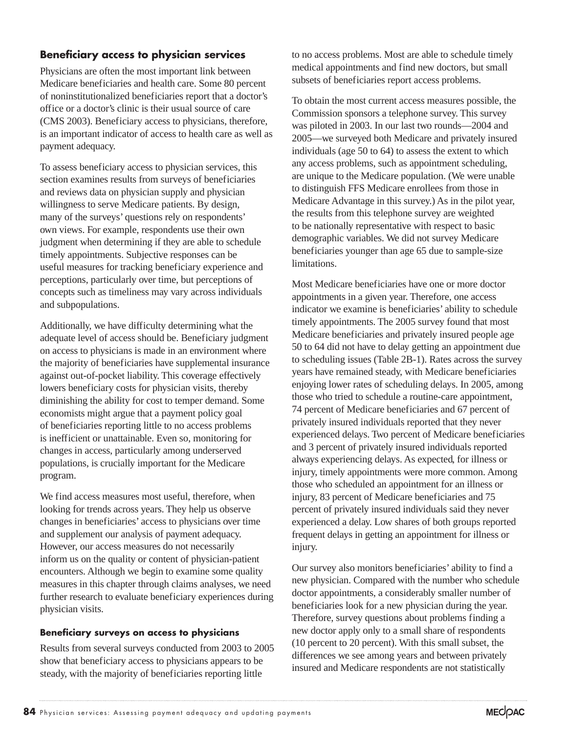## Beneficiary access to physician services

Physicians are often the most important link between Medicare beneficiaries and health care. Some 80 percent of noninstitutionalized beneficiaries report that a doctor's office or a doctor's clinic is their usual source of care (CMS 2003). Beneficiary access to physicians, therefore, is an important indicator of access to health care as well as payment adequacy.

To assess beneficiary access to physician services, this section examines results from surveys of beneficiaries and reviews data on physician supply and physician willingness to serve Medicare patients. By design, many of the surveys' questions rely on respondents' own views. For example, respondents use their own judgment when determining if they are able to schedule timely appointments. Subjective responses can be useful measures for tracking beneficiary experience and perceptions, particularly over time, but perceptions of concepts such as timeliness may vary across individuals and subpopulations.

Additionally, we have difficulty determining what the adequate level of access should be. Beneficiary judgment on access to physicians is made in an environment where the majority of beneficiaries have supplemental insurance against out-of-pocket liability. This coverage effectively lowers beneficiary costs for physician visits, thereby diminishing the ability for cost to temper demand. Some economists might argue that a payment policy goal of beneficiaries reporting little to no access problems is inefficient or unattainable. Even so, monitoring for changes in access, particularly among underserved populations, is crucially important for the Medicare program.

We find access measures most useful, therefore, when looking for trends across years. They help us observe changes in beneficiaries' access to physicians over time and supplement our analysis of payment adequacy. However, our access measures do not necessarily inform us on the quality or content of physician-patient encounters. Although we begin to examine some quality measures in this chapter through claims analyses, we need further research to evaluate beneficiary experiences during physician visits.

### Beneficiary surveys on access to physicians

Results from several surveys conducted from 2003 to 2005 show that beneficiary access to physicians appears to be steady, with the majority of beneficiaries reporting little to no access problems. Most are able to schedule timely medical appointments and find new doctors, but small subsets of beneficiaries report access problems.

To obtain the most current access measures possible, the Commission sponsors a telephone survey. This survey was piloted in 2003. In our last two rounds—2004 and 2005—we surveyed both Medicare and privately insured individuals (age 50 to 64) to assess the extent to which any access problems, such as appointment scheduling, are unique to the Medicare population. (We were unable to distinguish FFS Medicare enrollees from those in Medicare Advantage in this survey.) As in the pilot year, the results from this telephone survey are weighted to be nationally representative with respect to basic demographic variables. We did not survey Medicare beneficiaries younger than age 65 due to sample-size limitations.

Most Medicare beneficiaries have one or more doctor appointments in a given year. Therefore, one access indicator we examine is beneficiaries' ability to schedule timely appointments. The 2005 survey found that most Medicare beneficiaries and privately insured people age 50 to 64 did not have to delay getting an appointment due to scheduling issues (Table 2B-1). Rates across the survey years have remained steady, with Medicare beneficiaries enjoying lower rates of scheduling delays. In 2005, among those who tried to schedule a routine-care appointment, 74 percent of Medicare beneficiaries and 67 percent of privately insured individuals reported that they never experienced delays. Two percent of Medicare beneficiaries and 3 percent of privately insured individuals reported always experiencing delays. As expected, for illness or injury, timely appointments were more common. Among those who scheduled an appointment for an illness or injury, 83 percent of Medicare beneficiaries and 75 percent of privately insured individuals said they never experienced a delay. Low shares of both groups reported frequent delays in getting an appointment for illness or injury.

Our survey also monitors beneficiaries' ability to find a new physician. Compared with the number who schedule doctor appointments, a considerably smaller number of beneficiaries look for a new physician during the year. Therefore, survey questions about problems finding a new doctor apply only to a small share of respondents (10 percent to 20 percent). With this small subset, the differences we see among years and between privately insured and Medicare respondents are not statistically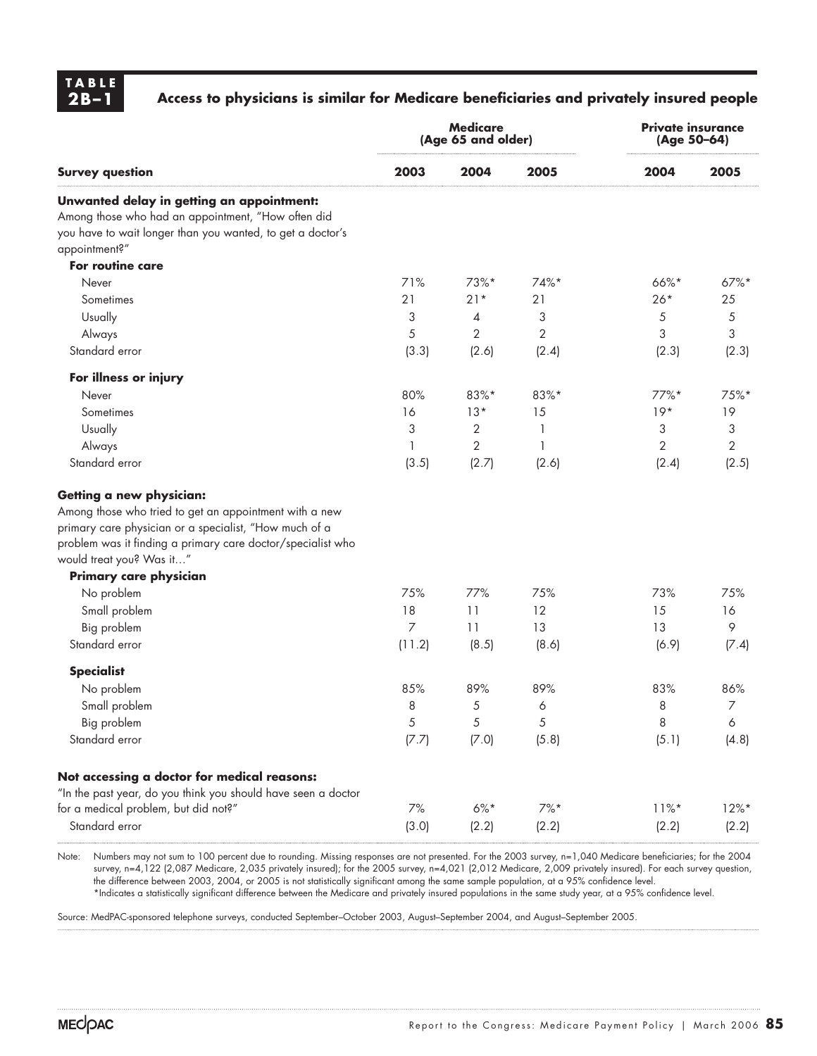**TABLE 2B–1** **Access to physicians is similar for Medicare beneficiaries and privately insured people**

| Survey question | Medicare (Age 65 and older) | | | Private insurance (Age 50–64) | |
|---|---|---|---|---|---|
| | 2003 | 2004 | 2005 | 2004 | 2005 |
| **Unwanted delay in getting an appointment:** Among those who had an appointment, "How often did you have to wait longer than you wanted, to get a doctor's appointment?" | | | | | |
| **For routine care** | | | | | |
| Never | 71% | 73%* | 74%* | 66%* | 67%* |
| Sometimes | 21 | 21* | 21 | 26* | 25 |
| Usually | 3 | 4 | 3 | 5 | 5 |
| Always | 5 | 2 | 2 | 3 | 3 |
| Standard error | (3.3) | (2.6) | (2.4) | (2.3) | (2.3) |
| **For illness or injury** | | | | | |
| Never | 80% | 83%* | 83%* | 77%* | 75%* |
| Sometimes | 16 | 13* | 15 | 19* | 19 |
| Usually | 3 | 2 | 1 | 3 | 3 |
| Always | 1 | 2 | 1 | 2 | 2 |
| Standard error | (3.5) | (2.7) | (2.6) | (2.4) | (2.5) |
| **Getting a new physician:** Among those who tried to get an appointment with a new primary care physician or a specialist, "How much of a problem was it finding a primary care doctor/specialist who would treat you? Was it…" | | | | | |
| **Primary care physician** | | | | | |
| No problem | 75% | 77% | 75% | 73% | 75% |
| Small problem | 18 | 11 | 12 | 15 | 16 |
| Big problem | 7 | 11 | 13 | 13 | 9 |
| Standard error | (11.2) | (8.5) | (8.6) | (6.9) | (7.4) |
| **Specialist** | | | | | |
| No problem | 85% | 89% | 89% | 83% | 86% |
| Small problem | 8 | 5 | 6 | 8 | 7 |
| Big problem | 5 | 5 | 5 | 8 | 6 |
| Standard error | (7.7) | (7.0) | (5.8) | (5.1) | (4.8) |
| **Not accessing a doctor for medical reasons:** "In the past year, do you think you should have seen a doctor for a medical problem, but did not?" | 7% | 6%* | 7%* | 11%* | 12%* |
| Standard error | (3.0) | (2.2) | (2.2) | (2.2) | (2.2) |

Note: Numbers may not sum to 100 percent due to rounding. Missing responses are not presented. For the 2003 survey, n=1,040 Medicare beneficiaries; for the 2004 survey, n=4,122 (2,087 Medicare, 2,035 privately insured); for the 2005 survey, n=4,021 (2,012 Medicare, 2,009 privately insured). For each survey question, the difference between 2003, 2004, or 2005 is not statistically significant among the same sample population, at a 95% confidence level.
*Indicates a statistically significant difference between the Medicare and privately insured populations in the same study year, at a 95% confidence level.

Source: MedPAC-sponsored telephone surveys, conducted September–October 2003, August–September 2004, and August–September 2005.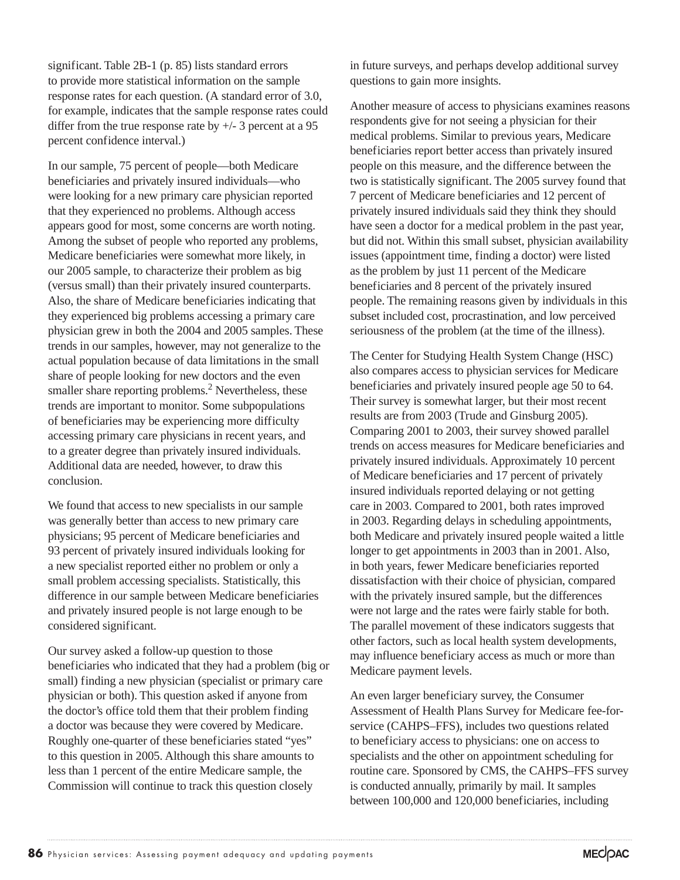significant. Table 2B-1 (p. 85) lists standard errors to provide more statistical information on the sample response rates for each question. (A standard error of 3.0, for example, indicates that the sample response rates could differ from the true response rate by +/- 3 percent at a 95 percent confidence interval.)

In our sample, 75 percent of people—both Medicare beneficiaries and privately insured individuals—who were looking for a new primary care physician reported that they experienced no problems. Although access appears good for most, some concerns are worth noting. Among the subset of people who reported any problems, Medicare beneficiaries were somewhat more likely, in our 2005 sample, to characterize their problem as big (versus small) than their privately insured counterparts. Also, the share of Medicare beneficiaries indicating that they experienced big problems accessing a primary care physician grew in both the 2004 and 2005 samples. These trends in our samples, however, may not generalize to the actual population because of data limitations in the small share of people looking for new doctors and the even smaller share reporting problems.[2] Nevertheless, these trends are important to monitor. Some subpopulations of beneficiaries may be experiencing more difficulty accessing primary care physicians in recent years, and to a greater degree than privately insured individuals. Additional data are needed, however, to draw this conclusion.

We found that access to new specialists in our sample was generally better than access to new primary care physicians; 95 percent of Medicare beneficiaries and 93 percent of privately insured individuals looking for a new specialist reported either no problem or only a small problem accessing specialists. Statistically, this difference in our sample between Medicare beneficiaries and privately insured people is not large enough to be considered significant.

Our survey asked a follow-up question to those beneficiaries who indicated that they had a problem (big or small) finding a new physician (specialist or primary care physician or both). This question asked if anyone from the doctor's office told them that their problem finding a doctor was because they were covered by Medicare. Roughly one-quarter of these beneficiaries stated "yes" to this question in 2005. Although this share amounts to less than 1 percent of the entire Medicare sample, the Commission will continue to track this question closely in future surveys, and perhaps develop additional survey questions to gain more insights.

Another measure of access to physicians examines reasons respondents give for not seeing a physician for their medical problems. Similar to previous years, Medicare beneficiaries report better access than privately insured people on this measure, and the difference between the two is statistically significant. The 2005 survey found that 7 percent of Medicare beneficiaries and 12 percent of privately insured individuals said they think they should have seen a doctor for a medical problem in the past year, but did not. Within this small subset, physician availability issues (appointment time, finding a doctor) were listed as the problem by just 11 percent of the Medicare beneficiaries and 8 percent of the privately insured people. The remaining reasons given by individuals in this subset included cost, procrastination, and low perceived seriousness of the problem (at the time of the illness).

The Center for Studying Health System Change (HSC) also compares access to physician services for Medicare beneficiaries and privately insured people age 50 to 64. Their survey is somewhat larger, but their most recent results are from 2003 (Trude and Ginsburg 2005). Comparing 2001 to 2003, their survey showed parallel trends on access measures for Medicare beneficiaries and privately insured individuals. Approximately 10 percent of Medicare beneficiaries and 17 percent of privately insured individuals reported delaying or not getting care in 2003. Compared to 2001, both rates improved in 2003. Regarding delays in scheduling appointments, both Medicare and privately insured people waited a little longer to get appointments in 2003 than in 2001. Also, in both years, fewer Medicare beneficiaries reported dissatisfaction with their choice of physician, compared with the privately insured sample, but the differences were not large and the rates were fairly stable for both. The parallel movement of these indicators suggests that other factors, such as local health system developments, may influence beneficiary access as much or more than Medicare payment levels.

An even larger beneficiary survey, the Consumer Assessment of Health Plans Survey for Medicare fee-for-service (CAHPS–FFS), includes two questions related to beneficiary access to physicians: one on access to specialists and the other on appointment scheduling for routine care. Sponsored by CMS, the CAHPS–FFS survey is conducted annually, primarily by mail. It samples between 100,000 and 120,000 beneficiaries, including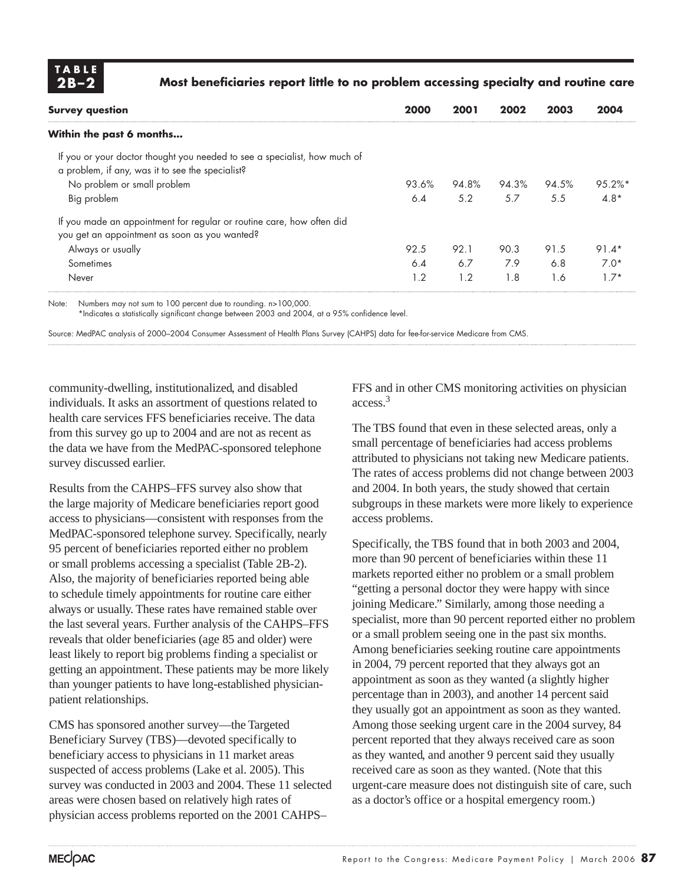**TABLE 2B–2** **Most beneficiaries report little to no problem accessing specialty and routine care**

| Survey question | 2000 | 2001 | 2002 | 2003 | 2004 |
|---|---|---|---|---|---|
| **Within the past 6 months...** | | | | | |
| If you or your doctor thought you needed to see a specialist, how much of a problem, if any, was it to see the specialist? | | | | | |
| No problem or small problem | 93.6% | 94.8% | 94.3% | 94.5% | 95.2%* |
| Big problem | 6.4 | 5.2 | 5.7 | 5.5 | 4.8* |
| If you made an appointment for regular or routine care, how often did you get an appointment as soon as you wanted? | | | | | |
| Always or usually | 92.5 | 92.1 | 90.3 | 91.5 | 91.4* |
| Sometimes | 6.4 | 6.7 | 7.9 | 6.8 | 7.0* |
| Never | 1.2 | 1.2 | 1.8 | 1.6 | 1.7* |

Note: Numbers may not sum to 100 percent due to rounding. n>100,000.
*Indicates a statistically significant change between 2003 and 2004, at a 95% confidence level.

Source: MedPAC analysis of 2000–2004 Consumer Assessment of Health Plans Survey (CAHPS) data for fee-for-service Medicare from CMS.

community-dwelling, institutionalized, and disabled individuals. It asks an assortment of questions related to health care services FFS beneficiaries receive. The data from this survey go up to 2004 and are not as recent as the data we have from the MedPAC-sponsored telephone survey discussed earlier.

Results from the CAHPS–FFS survey also show that the large majority of Medicare beneficiaries report good access to physicians—consistent with responses from the MedPAC-sponsored telephone survey. Specifically, nearly 95 percent of beneficiaries reported either no problem or small problems accessing a specialist (Table 2B-2). Also, the majority of beneficiaries reported being able to schedule timely appointments for routine care either always or usually. These rates have remained stable over the last several years. Further analysis of the CAHPS–FFS reveals that older beneficiaries (age 85 and older) were least likely to report big problems finding a specialist or getting an appointment. These patients may be more likely than younger patients to have long-established physician-patient relationships.

CMS has sponsored another survey—the Targeted Beneficiary Survey (TBS)—devoted specifically to beneficiary access to physicians in 11 market areas suspected of access problems (Lake et al. 2005). This survey was conducted in 2003 and 2004. These 11 selected areas were chosen based on relatively high rates of physician access problems reported on the 2001 CAHPS–FFS and in other CMS monitoring activities on physician access.[3]

The TBS found that even in these selected areas, only a small percentage of beneficiaries had access problems attributed to physicians not taking new Medicare patients. The rates of access problems did not change between 2003 and 2004. In both years, the study showed that certain subgroups in these markets were more likely to experience access problems.

Specifically, the TBS found that in both 2003 and 2004, more than 90 percent of beneficiaries within these 11 markets reported either no problem or a small problem "getting a personal doctor they were happy with since joining Medicare." Similarly, among those needing a specialist, more than 90 percent reported either no problem or a small problem seeing one in the past six months. Among beneficiaries seeking routine care appointments in 2004, 79 percent reported that they always got an appointment as soon as they wanted (a slightly higher percentage than in 2003), and another 14 percent said they usually got an appointment as soon as they wanted. Among those seeking urgent care in the 2004 survey, 84 percent reported that they always received care as soon as they wanted, and another 9 percent said they usually received care as soon as they wanted. (Note that this urgent-care measure does not distinguish site of care, such as a doctor's office or a hospital emergency room.)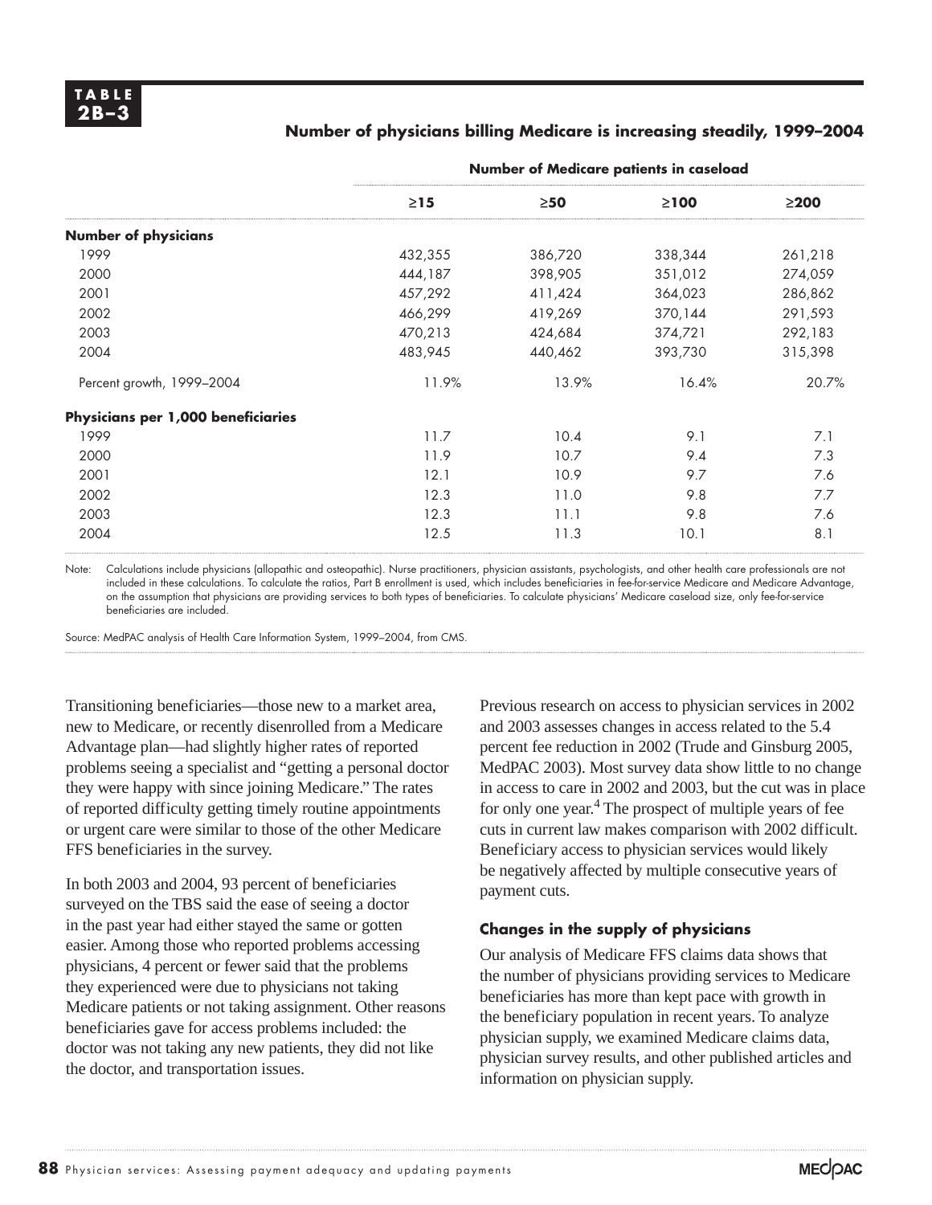**TABLE 2B–3**

**Number of physicians billing Medicare is increasing steadily, 1999–2004**

| | Number of Medicare patients in caseload | | | |
|---|---|---|---|---|
| | ≥15 | ≥50 | ≥100 | ≥200 |
| **Number of physicians** | | | | |
| 1999 | 432,355 | 386,720 | 338,344 | 261,218 |
| 2000 | 444,187 | 398,905 | 351,012 | 274,059 |
| 2001 | 457,292 | 411,424 | 364,023 | 286,862 |
| 2002 | 466,299 | 419,269 | 370,144 | 291,593 |
| 2003 | 470,213 | 424,684 | 374,721 | 292,183 |
| 2004 | 483,945 | 440,462 | 393,730 | 315,398 |
| Percent growth, 1999–2004 | 11.9% | 13.9% | 16.4% | 20.7% |
| **Physicians per 1,000 beneficiaries** | | | | |
| 1999 | 11.7 | 10.4 | 9.1 | 7.1 |
| 2000 | 11.9 | 10.7 | 9.4 | 7.3 |
| 2001 | 12.1 | 10.9 | 9.7 | 7.6 |
| 2002 | 12.3 | 11.0 | 9.8 | 7.7 |
| 2003 | 12.3 | 11.1 | 9.8 | 7.6 |
| 2004 | 12.5 | 11.3 | 10.1 | 8.1 |

Note: Calculations include physicians (allopathic and osteopathic). Nurse practitioners, physician assistants, psychologists, and other health care professionals are not included in these calculations. To calculate the ratios, Part B enrollment is used, which includes beneficiaries in fee-for-service Medicare and Medicare Advantage, on the assumption that physicians are providing services to both types of beneficiaries. To calculate physicians' Medicare caseload size, only fee-for-service beneficiaries are included.

Source: MedPAC analysis of Health Care Information System, 1999–2004, from CMS.

Transitioning beneficiaries—those new to a market area, new to Medicare, or recently disenrolled from a Medicare Advantage plan—had slightly higher rates of reported problems seeing a specialist and "getting a personal doctor they were happy with since joining Medicare." The rates of reported difficulty getting timely routine appointments or urgent care were similar to those of the other Medicare FFS beneficiaries in the survey.

In both 2003 and 2004, 93 percent of beneficiaries surveyed on the TBS said the ease of seeing a doctor in the past year had either stayed the same or gotten easier. Among those who reported problems accessing physicians, 4 percent or fewer said that the problems they experienced were due to physicians not taking Medicare patients or not taking assignment. Other reasons beneficiaries gave for access problems included: the doctor was not taking any new patients, they did not like the doctor, and transportation issues.

Previous research on access to physician services in 2002 and 2003 assesses changes in access related to the 5.4 percent fee reduction in 2002 (Trude and Ginsburg 2005, MedPAC 2003). Most survey data show little to no change in access to care in 2002 and 2003, but the cut was in place for only one year.[4] The prospect of multiple years of fee cuts in current law makes comparison with 2002 difficult. Beneficiary access to physician services would likely be negatively affected by multiple consecutive years of payment cuts.

#### Changes in the supply of physicians

Our analysis of Medicare FFS claims data shows that the number of physicians providing services to Medicare beneficiaries has more than kept pace with growth in the beneficiary population in recent years. To analyze physician supply, we examined Medicare claims data, physician survey results, and other published articles and information on physician supply.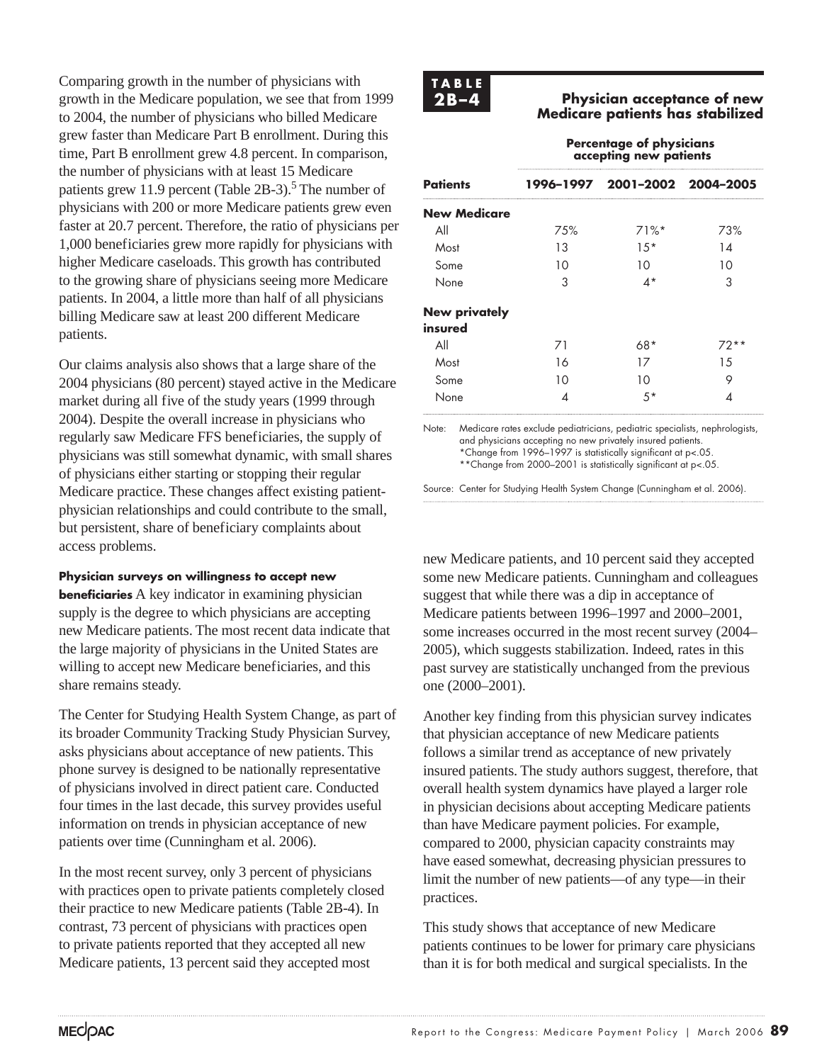Comparing growth in the number of physicians with growth in the Medicare population, we see that from 1999 to 2004, the number of physicians who billed Medicare grew faster than Medicare Part B enrollment. During this time, Part B enrollment grew 4.8 percent. In comparison, the number of physicians with at least 15 Medicare patients grew 11.9 percent (Table 2B-3).[5] The number of physicians with 200 or more Medicare patients grew even faster at 20.7 percent. Therefore, the ratio of physicians per 1,000 beneficiaries grew more rapidly for physicians with higher Medicare caseloads. This growth has contributed to the growing share of physicians seeing more Medicare patients. In 2004, a little more than half of all physicians billing Medicare saw at least 200 different Medicare patients.

Our claims analysis also shows that a large share of the 2004 physicians (80 percent) stayed active in the Medicare market during all five of the study years (1999 through 2004). Despite the overall increase in physicians who regularly saw Medicare FFS beneficiaries, the supply of physicians was still somewhat dynamic, with small shares of physicians either starting or stopping their regular Medicare practice. These changes affect existing patient-physician relationships and could contribute to the small, but persistent, share of beneficiary complaints about access problems.

**Physician surveys on willingness to accept new beneficiaries** A key indicator in examining physician supply is the degree to which physicians are accepting new Medicare patients. The most recent data indicate that the large majority of physicians in the United States are willing to accept new Medicare beneficiaries, and this share remains steady.

The Center for Studying Health System Change, as part of its broader Community Tracking Study Physician Survey, asks physicians about acceptance of new patients. This phone survey is designed to be nationally representative of physicians involved in direct patient care. Conducted four times in the last decade, this survey provides useful information on trends in physician acceptance of new patients over time (Cunningham et al. 2006).

In the most recent survey, only 3 percent of physicians with practices open to private patients completely closed their practice to new Medicare patients (Table 2B-4). In contrast, 73 percent of physicians with practices open to private patients reported that they accepted all new Medicare patients, 13 percent said they accepted most new Medicare patients, and 10 percent said they accepted some new Medicare patients. Cunningham and colleagues suggest that while there was a dip in acceptance of Medicare patients between 1996–1997 and 2000–2001, some increases occurred in the most recent survey (2004–2005), which suggests stabilization. Indeed, rates in this past survey are statistically unchanged from the previous one (2000–2001).

**TABLE 2B–4**

**Physician acceptance of new Medicare patients has stabilized**

| Patients | Percentage of physicians accepting new patients | | |
|---|---|---|---|
| | **1996–1997** | **2001–2002** | **2004–2005** |
| **New Medicare** | | | |
| All | 75% | 71%* | 73% |
| Most | 13 | 15* | 14 |
| Some | 10 | 10 | 10 |
| None | 3 | 4* | 3 |
| **New privately insured** | | | |
| All | 71 | 68* | 72** |
| Most | 16 | 17 | 15 |
| Some | 10 | 10 | 9 |
| None | 4 | 5* | 4 |

Note: Medicare rates exclude pediatricians, pediatric specialists, nephrologists, and physicians accepting no new privately insured patients.
*Change from 1996–1997 is statistically significant at p<.05.
**Change from 2000–2001 is statistically significant at p<.05.

Source: Center for Studying Health System Change (Cunningham et al. 2006).

Another key finding from this physician survey indicates that physician acceptance of new Medicare patients follows a similar trend as acceptance of new privately insured patients. The study authors suggest, therefore, that overall health system dynamics have played a larger role in physician decisions about accepting Medicare patients than have Medicare payment policies. For example, compared to 2000, physician capacity constraints may have eased somewhat, decreasing physician pressures to limit the number of new patients—of any type—in their practices.

This study shows that acceptance of new Medicare patients continues to be lower for primary care physicians than it is for both medical and surgical specialists. In the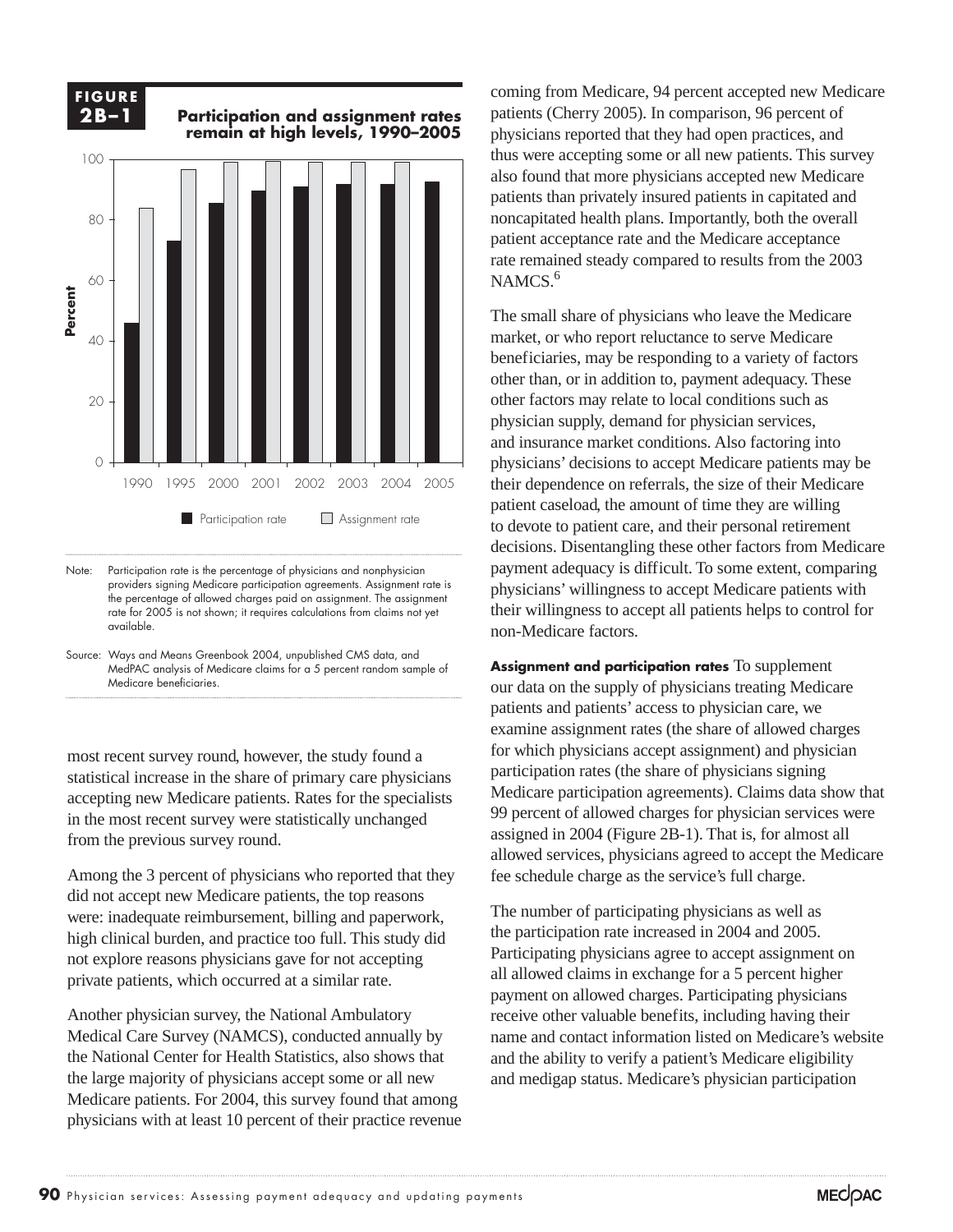**FIGURE 2B–1**

**Participation and assignment rates remain at high levels, 1990–2005**

Note: Participation rate is the percentage of physicians and nonphysician providers signing Medicare participation agreements. Assignment rate is the percentage of allowed charges paid on assignment. The assignment rate for 2005 is not shown; it requires calculations from claims not yet available.

Source: Ways and Means Greenbook 2004, unpublished CMS data, and MedPAC analysis of Medicare claims for a 5 percent random sample of Medicare beneficiaries.

most recent survey round, however, the study found a statistical increase in the share of primary care physicians accepting new Medicare patients. Rates for the specialists in the most recent survey were statistically unchanged from the previous survey round.

Among the 3 percent of physicians who reported that they did not accept new Medicare patients, the top reasons were: inadequate reimbursement, billing and paperwork, high clinical burden, and practice too full. This study did not explore reasons physicians gave for not accepting private patients, which occurred at a similar rate.

Another physician survey, the National Ambulatory Medical Care Survey (NAMCS), conducted annually by the National Center for Health Statistics, also shows that the large majority of physicians accept some or all new Medicare patients. For 2004, this survey found that among physicians with at least 10 percent of their practice revenue coming from Medicare, 94 percent accepted new Medicare patients (Cherry 2005). In comparison, 96 percent of physicians reported that they had open practices, and thus were accepting some or all new patients. This survey also found that more physicians accepted new Medicare patients than privately insured patients in capitated and noncapitated health plans. Importantly, both the overall patient acceptance rate and the Medicare acceptance rate remained steady compared to results from the 2003 NAMCS.[6]

The small share of physicians who leave the Medicare market, or who report reluctance to serve Medicare beneficiaries, may be responding to a variety of factors other than, or in addition to, payment adequacy. These other factors may relate to local conditions such as physician supply, demand for physician services, and insurance market conditions. Also factoring into physicians' decisions to accept Medicare patients may be their dependence on referrals, the size of their Medicare patient caseload, the amount of time they are willing to devote to patient care, and their personal retirement decisions. Disentangling these other factors from Medicare payment adequacy is difficult. To some extent, comparing physicians' willingness to accept Medicare patients with their willingness to accept all patients helps to control for non-Medicare factors.

**Assignment and participation rates** To supplement our data on the supply of physicians treating Medicare patients and patients' access to physician care, we examine assignment rates (the share of allowed charges for which physicians accept assignment) and physician participation rates (the share of physicians signing Medicare participation agreements). Claims data show that 99 percent of allowed charges for physician services were assigned in 2004 (Figure 2B-1). That is, for almost all allowed services, physicians agreed to accept the Medicare fee schedule charge as the service's full charge.

The number of participating physicians as well as the participation rate increased in 2004 and 2005. Participating physicians agree to accept assignment on all allowed claims in exchange for a 5 percent higher payment on allowed charges. Participating physicians receive other valuable benefits, including having their name and contact information listed on Medicare's website and the ability to verify a patient's Medicare eligibility and medigap status. Medicare's physician participation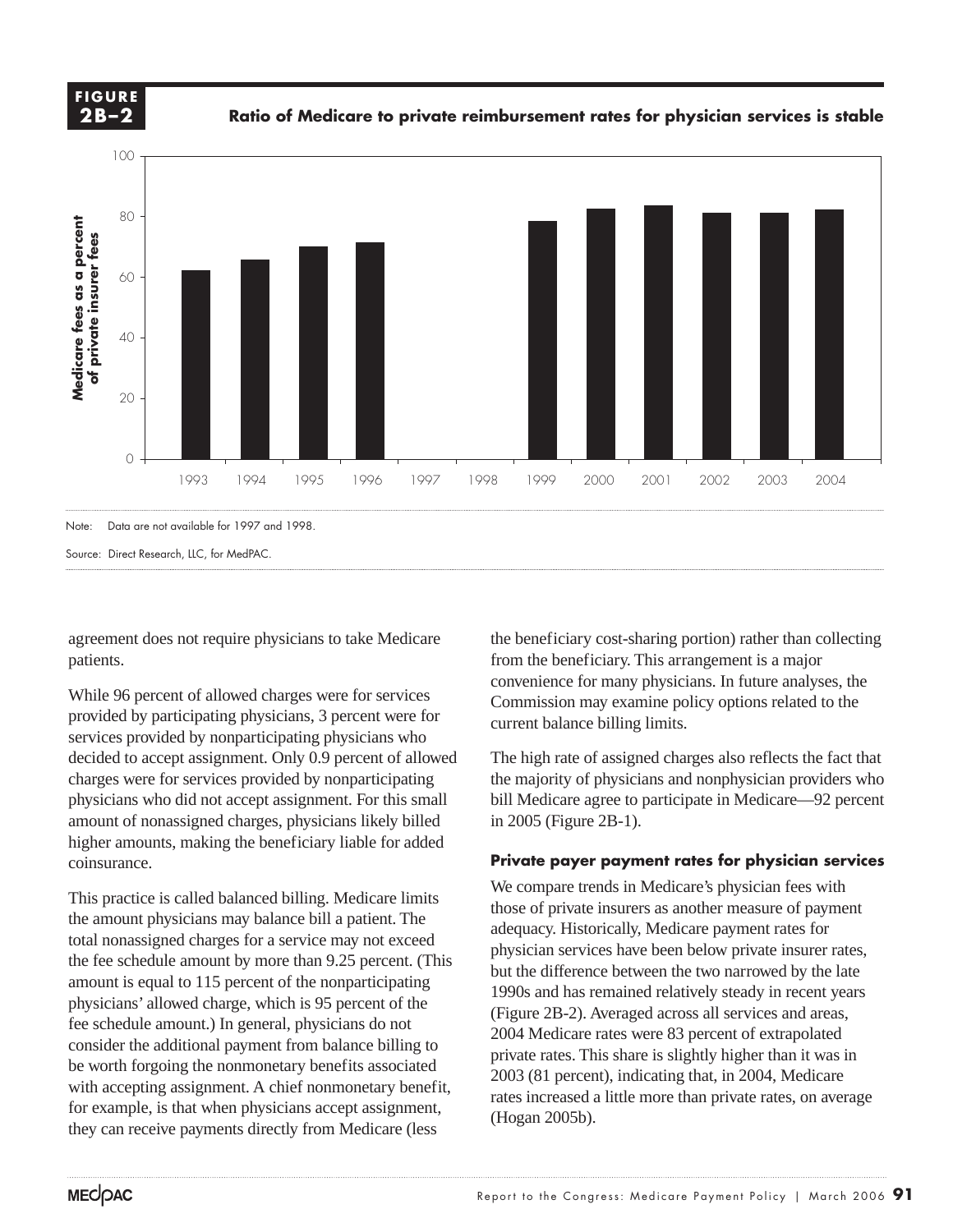**FIGURE 2B–2**

**Ratio of Medicare to private reimbursement rates for physician services is stable**

Note: Data are not available for 1997 and 1998.

Source: Direct Research, LLC, for MedPAC.

agreement does not require physicians to take Medicare patients.

While 96 percent of allowed charges were for services provided by participating physicians, 3 percent were for services provided by nonparticipating physicians who decided to accept assignment. Only 0.9 percent of allowed charges were for services provided by nonparticipating physicians who did not accept assignment. For this small amount of nonassigned charges, physicians likely billed higher amounts, making the beneficiary liable for added coinsurance.

This practice is called balanced billing. Medicare limits the amount physicians may balance bill a patient. The total nonassigned charges for a service may not exceed the fee schedule amount by more than 9.25 percent. (This amount is equal to 115 percent of the nonparticipating physicians' allowed charge, which is 95 percent of the fee schedule amount.) In general, physicians do not consider the additional payment from balance billing to be worth forgoing the nonmonetary benefits associated with accepting assignment. A chief nonmonetary benefit, for example, is that when physicians accept assignment, they can receive payments directly from Medicare (less the beneficiary cost-sharing portion) rather than collecting from the beneficiary. This arrangement is a major convenience for many physicians. In future analyses, the Commission may examine policy options related to the current balance billing limits.

The high rate of assigned charges also reflects the fact that the majority of physicians and nonphysician providers who bill Medicare agree to participate in Medicare—92 percent in 2005 (Figure 2B-1).

### Private payer payment rates for physician services

We compare trends in Medicare's physician fees with those of private insurers as another measure of payment adequacy. Historically, Medicare payment rates for physician services have been below private insurer rates, but the difference between the two narrowed by the late 1990s and has remained relatively steady in recent years (Figure 2B-2). Averaged across all services and areas, 2004 Medicare rates were 83 percent of extrapolated private rates. This share is slightly higher than it was in 2003 (81 percent), indicating that, in 2004, Medicare rates increased a little more than private rates, on average (Hogan 2005b).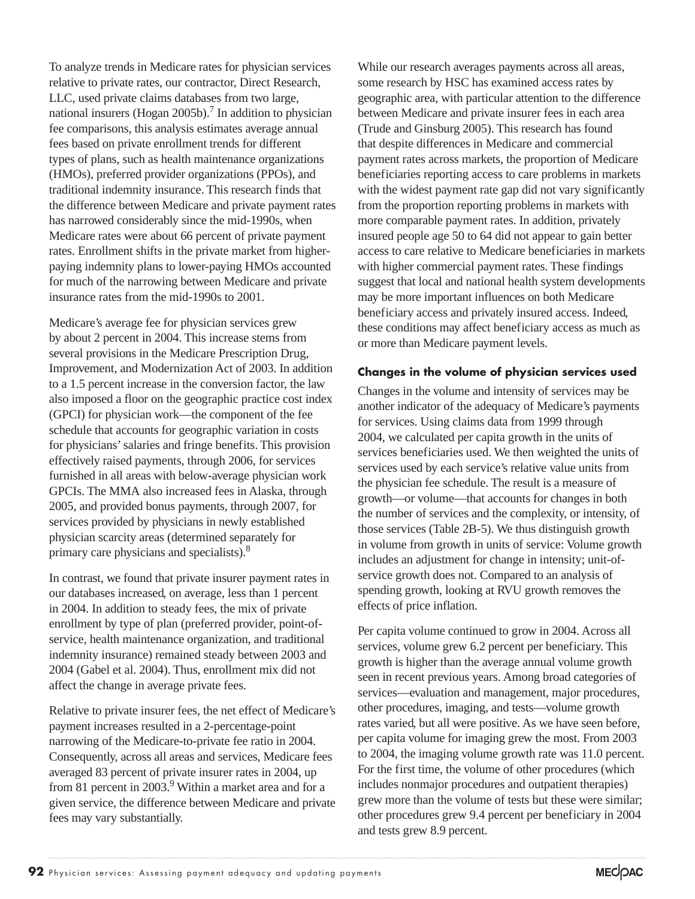To analyze trends in Medicare rates for physician services relative to private rates, our contractor, Direct Research, LLC, used private claims databases from two large, national insurers (Hogan 2005b).[7] In addition to physician fee comparisons, this analysis estimates average annual fees based on private enrollment trends for different types of plans, such as health maintenance organizations (HMOs), preferred provider organizations (PPOs), and traditional indemnity insurance. This research finds that the difference between Medicare and private payment rates has narrowed considerably since the mid-1990s, when Medicare rates were about 66 percent of private payment rates. Enrollment shifts in the private market from higher-paying indemnity plans to lower-paying HMOs accounted for much of the narrowing between Medicare and private insurance rates from the mid-1990s to 2001.

Medicare's average fee for physician services grew by about 2 percent in 2004. This increase stems from several provisions in the Medicare Prescription Drug, Improvement, and Modernization Act of 2003. In addition to a 1.5 percent increase in the conversion factor, the law also imposed a floor on the geographic practice cost index (GPCI) for physician work—the component of the fee schedule that accounts for geographic variation in costs for physicians' salaries and fringe benefits. This provision effectively raised payments, through 2006, for services furnished in all areas with below-average physician work GPCIs. The MMA also increased fees in Alaska, through 2005, and provided bonus payments, through 2007, for services provided by physicians in newly established physician scarcity areas (determined separately for primary care physicians and specialists).[8]

In contrast, we found that private insurer payment rates in our databases increased, on average, less than 1 percent in 2004. In addition to steady fees, the mix of private enrollment by type of plan (preferred provider, point-of-service, health maintenance organization, and traditional indemnity insurance) remained steady between 2003 and 2004 (Gabel et al. 2004). Thus, enrollment mix did not affect the change in average private fees.

Relative to private insurer fees, the net effect of Medicare's payment increases resulted in a 2-percentage-point narrowing of the Medicare-to-private fee ratio in 2004. Consequently, across all areas and services, Medicare fees averaged 83 percent of private insurer rates in 2004, up from 81 percent in 2003.[9] Within a market area and for a given service, the difference between Medicare and private fees may vary substantially.

While our research averages payments across all areas, some research by HSC has examined access rates by geographic area, with particular attention to the difference between Medicare and private insurer fees in each area (Trude and Ginsburg 2005). This research has found that despite differences in Medicare and commercial payment rates across markets, the proportion of Medicare beneficiaries reporting access to care problems in markets with the widest payment rate gap did not vary significantly from the proportion reporting problems in markets with more comparable payment rates. In addition, privately insured people age 50 to 64 did not appear to gain better access to care relative to Medicare beneficiaries in markets with higher commercial payment rates. These findings suggest that local and national health system developments may be more important influences on both Medicare beneficiary access and privately insured access. Indeed, these conditions may affect beneficiary access as much as or more than Medicare payment levels.

#### Changes in the volume of physician services used

Changes in the volume and intensity of services may be another indicator of the adequacy of Medicare's payments for services. Using claims data from 1999 through 2004, we calculated per capita growth in the units of services beneficiaries used. We then weighted the units of services used by each service's relative value units from the physician fee schedule. The result is a measure of growth—or volume—that accounts for changes in both the number of services and the complexity, or intensity, of those services (Table 2B-5). We thus distinguish growth in volume from growth in units of service: Volume growth includes an adjustment for change in intensity; unit-of-service growth does not. Compared to an analysis of spending growth, looking at RVU growth removes the effects of price inflation.

Per capita volume continued to grow in 2004. Across all services, volume grew 6.2 percent per beneficiary. This growth is higher than the average annual volume growth seen in recent previous years. Among broad categories of services—evaluation and management, major procedures, other procedures, imaging, and tests—volume growth rates varied, but all were positive. As we have seen before, per capita volume for imaging grew the most. From 2003 to 2004, the imaging volume growth rate was 11.0 percent. For the first time, the volume of other procedures (which includes nonmajor procedures and outpatient therapies) grew more than the volume of tests but these were similar; other procedures grew 9.4 percent per beneficiary in 2004 and tests grew 8.9 percent.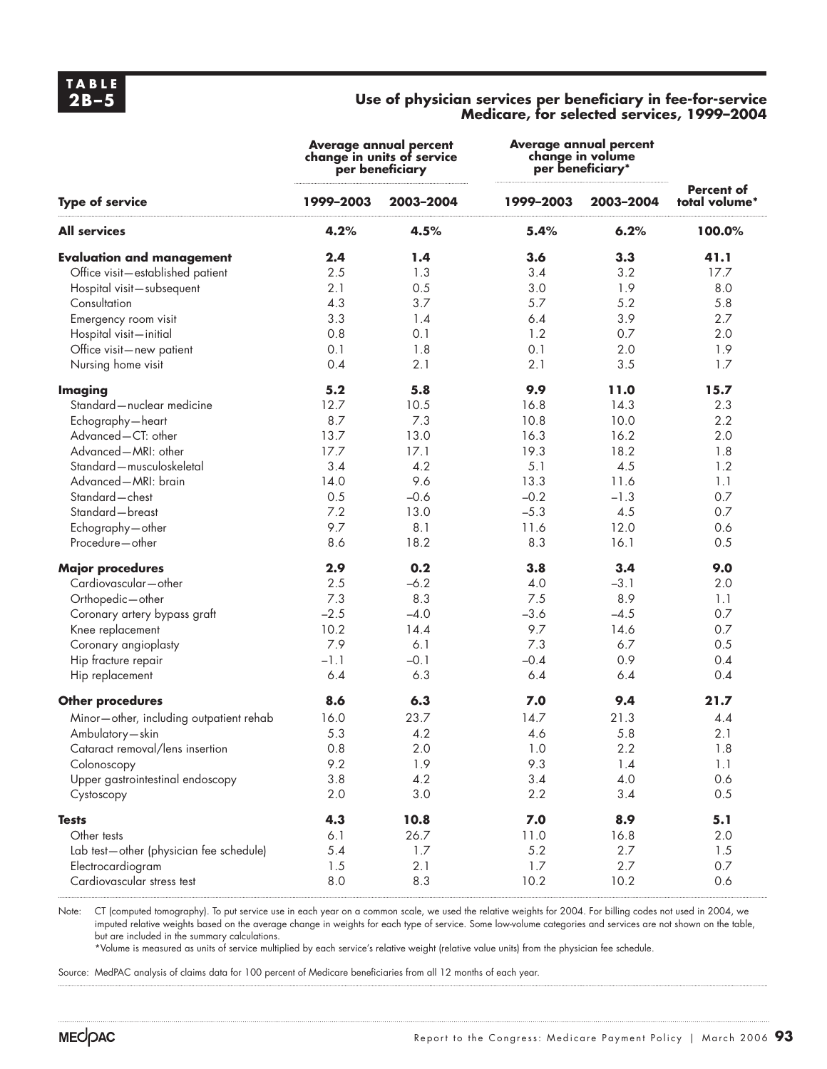**TABLE 2B–5**

**Use of physician services per beneficiary in fee-for-service Medicare, for selected services, 1999–2004**

| Type of service | Average annual percent change in units of service per beneficiary | | Average annual percent change in volume per beneficiary* | | |
|---|---|---|---|---|---|
| | 1999–2003 | 2003–2004 | 1999–2003 | 2003–2004 | Percent of total volume* |
| **All services** | **4.2%** | **4.5%** | **5.4%** | **6.2%** | **100.0%** |
| **Evaluation and management** | **2.4** | **1.4** | **3.6** | **3.3** | **41.1** |
| Office visit—established patient | 2.5 | 1.3 | 3.4 | 3.2 | 17.7 |
| Hospital visit—subsequent | 2.1 | 0.5 | 3.0 | 1.9 | 8.0 |
| Consultation | 4.3 | 3.7 | 5.7 | 5.2 | 5.8 |
| Emergency room visit | 3.3 | 1.4 | 6.4 | 3.9 | 2.7 |
| Hospital visit—initial | 0.8 | 0.1 | 1.2 | 0.7 | 2.0 |
| Office visit—new patient | 0.1 | 1.8 | 0.1 | 2.0 | 1.9 |
| Nursing home visit | 0.4 | 2.1 | 2.1 | 3.5 | 1.7 |
| **Imaging** | **5.2** | **5.8** | **9.9** | **11.0** | **15.7** |
| Standard—nuclear medicine | 12.7 | 10.5 | 16.8 | 14.3 | 2.3 |
| Echography—heart | 8.7 | 7.3 | 10.8 | 10.0 | 2.2 |
| Advanced—CT: other | 13.7 | 13.0 | 16.3 | 16.2 | 2.0 |
| Advanced—MRI: other | 17.7 | 17.1 | 19.3 | 18.2 | 1.8 |
| Standard—musculoskeletal | 3.4 | 4.2 | 5.1 | 4.5 | 1.2 |
| Advanced—MRI: brain | 14.0 | 9.6 | 13.3 | 11.6 | 1.1 |
| Standard—chest | 0.5 | –0.6 | –0.2 | –1.3 | 0.7 |
| Standard—breast | 7.2 | 13.0 | –5.3 | 4.5 | 0.7 |
| Echography—other | 9.7 | 8.1 | 11.6 | 12.0 | 0.6 |
| Procedure—other | 8.6 | 18.2 | 8.3 | 16.1 | 0.5 |
| **Major procedures** | **2.9** | **0.2** | **3.8** | **3.4** | **9.0** |
| Cardiovascular—other | 2.5 | –6.2 | 4.0 | –3.1 | 2.0 |
| Orthopedic—other | 7.3 | 8.3 | 7.5 | 8.9 | 1.1 |
| Coronary artery bypass graft | –2.5 | –4.0 | –3.6 | –4.5 | 0.7 |
| Knee replacement | 10.2 | 14.4 | 9.7 | 14.6 | 0.7 |
| Coronary angioplasty | 7.9 | 6.1 | 7.3 | 6.7 | 0.5 |
| Hip fracture repair | –1.1 | –0.1 | –0.4 | 0.9 | 0.4 |
| Hip replacement | 6.4 | 6.3 | 6.4 | 6.4 | 0.4 |
| **Other procedures** | **8.6** | **6.3** | **7.0** | **9.4** | **21.7** |
| Minor—other, including outpatient rehab | 16.0 | 23.7 | 14.7 | 21.3 | 4.4 |
| Ambulatory—skin | 5.3 | 4.2 | 4.6 | 5.8 | 2.1 |
| Cataract removal/lens insertion | 0.8 | 2.0 | 1.0 | 2.2 | 1.8 |
| Colonoscopy | 9.2 | 1.9 | 9.3 | 1.4 | 1.1 |
| Upper gastrointestinal endoscopy | 3.8 | 4.2 | 3.4 | 4.0 | 0.6 |
| Cystoscopy | 2.0 | 3.0 | 2.2 | 3.4 | 0.5 |
| **Tests** | **4.3** | **10.8** | **7.0** | **8.9** | **5.1** |
| Other tests | 6.1 | 26.7 | 11.0 | 16.8 | 2.0 |
| Lab test—other (physician fee schedule) | 5.4 | 1.7 | 5.2 | 2.7 | 1.5 |
| Electrocardiogram | 1.5 | 2.1 | 1.7 | 2.7 | 0.7 |
| Cardiovascular stress test | 8.0 | 8.3 | 10.2 | 10.2 | 0.6 |

Note: CT (computed tomography). To put service use in each year on a common scale, we used the relative weights for 2004. For billing codes not used in 2004, we imputed relative weights based on the average change in weights for each type of service. Some low-volume categories and services are not shown on the table, but are included in the summary calculations.
*Volume is measured as units of service multiplied by each service's relative weight (relative value units) from the physician fee schedule.

Source: MedPAC analysis of claims data for 100 percent of Medicare beneficiaries from all 12 months of each year.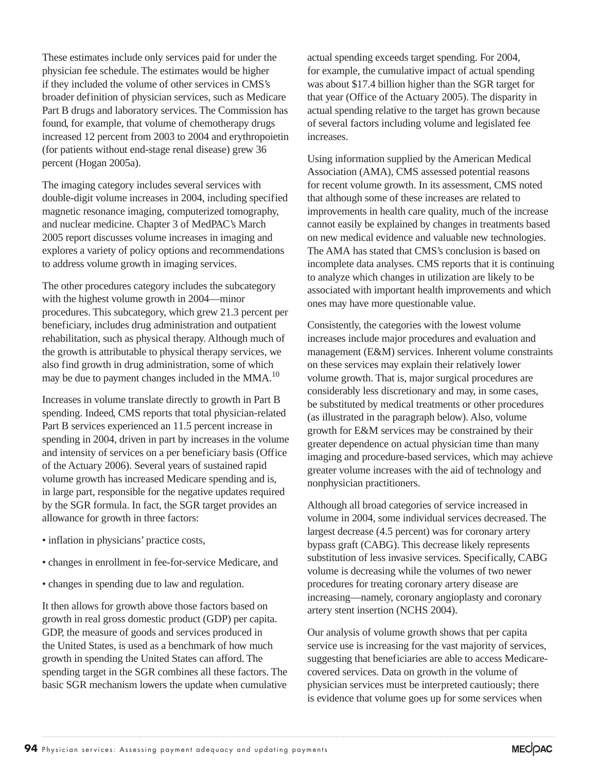These estimates include only services paid for under the physician fee schedule. The estimates would be higher if they included the volume of other services in CMS's broader definition of physician services, such as Medicare Part B drugs and laboratory services. The Commission has found, for example, that volume of chemotherapy drugs increased 12 percent from 2003 to 2004 and erythropoietin (for patients without end-stage renal disease) grew 36 percent (Hogan 2005a).

The imaging category includes several services with double-digit volume increases in 2004, including specified magnetic resonance imaging, computerized tomography, and nuclear medicine. Chapter 3 of MedPAC's March 2005 report discusses volume increases in imaging and explores a variety of policy options and recommendations to address volume growth in imaging services.

The other procedures category includes the subcategory with the highest volume growth in 2004—minor procedures. This subcategory, which grew 21.3 percent per beneficiary, includes drug administration and outpatient rehabilitation, such as physical therapy. Although much of the growth is attributable to physical therapy services, we also find growth in drug administration, some of which may be due to payment changes included in the MMA.[10]

Increases in volume translate directly to growth in Part B spending. Indeed, CMS reports that total physician-related Part B services experienced an 11.5 percent increase in spending in 2004, driven in part by increases in the volume and intensity of services on a per beneficiary basis (Office of the Actuary 2006). Several years of sustained rapid volume growth has increased Medicare spending and is, in large part, responsible for the negative updates required by the SGR formula. In fact, the SGR target provides an allowance for growth in three factors:

- inflation in physicians' practice costs,
- changes in enrollment in fee-for-service Medicare, and
- changes in spending due to law and regulation.

It then allows for growth above those factors based on growth in real gross domestic product (GDP) per capita. GDP, the measure of goods and services produced in the United States, is used as a benchmark of how much growth in spending the United States can afford. The spending target in the SGR combines all these factors. The basic SGR mechanism lowers the update when cumulative actual spending exceeds target spending. For 2004, for example, the cumulative impact of actual spending was about \$17.4 billion higher than the SGR target for that year (Office of the Actuary 2005). The disparity in actual spending relative to the target has grown because of several factors including volume and legislated fee increases.

Using information supplied by the American Medical Association (AMA), CMS assessed potential reasons for recent volume growth. In its assessment, CMS noted that although some of these increases are related to improvements in health care quality, much of the increase cannot easily be explained by changes in treatments based on new medical evidence and valuable new technologies. The AMA has stated that CMS's conclusion is based on incomplete data analyses. CMS reports that it is continuing to analyze which changes in utilization are likely to be associated with important health improvements and which ones may have more questionable value.

Consistently, the categories with the lowest volume increases include major procedures and evaluation and management (E&M) services. Inherent volume constraints on these services may explain their relatively lower volume growth. That is, major surgical procedures are considerably less discretionary and may, in some cases, be substituted by medical treatments or other procedures (as illustrated in the paragraph below). Also, volume growth for E&M services may be constrained by their greater dependence on actual physician time than many imaging and procedure-based services, which may achieve greater volume increases with the aid of technology and nonphysician practitioners.

Although all broad categories of service increased in volume in 2004, some individual services decreased. The largest decrease (4.5 percent) was for coronary artery bypass graft (CABG). This decrease likely represents substitution of less invasive services. Specifically, CABG volume is decreasing while the volumes of two newer procedures for treating coronary artery disease are increasing—namely, coronary angioplasty and coronary artery stent insertion (NCHS 2004).

Our analysis of volume growth shows that per capita service use is increasing for the vast majority of services, suggesting that beneficiaries are able to access Medicare-covered services. Data on growth in the volume of physician services must be interpreted cautiously; there is evidence that volume goes up for some services when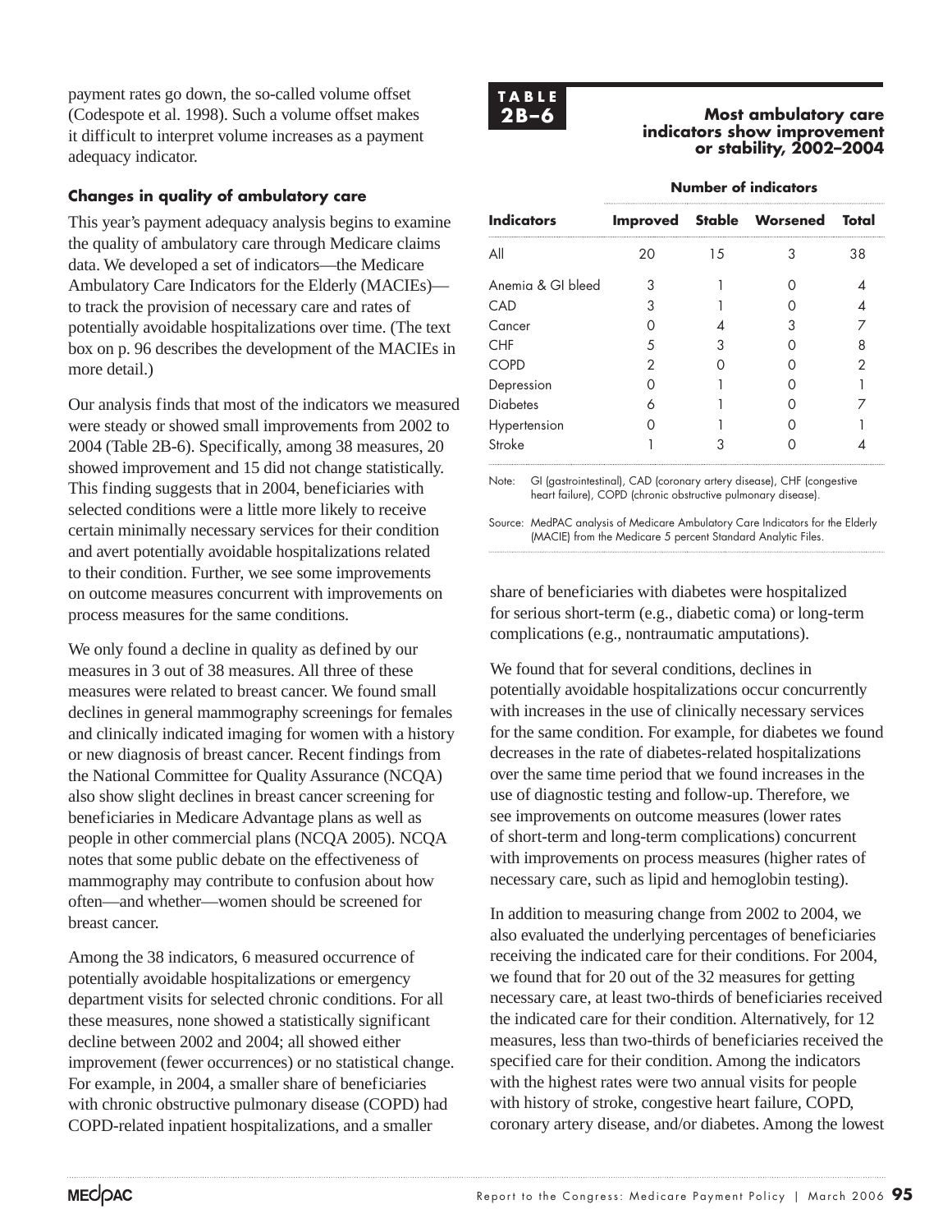payment rates go down, the so-called volume offset (Codespote et al. 1998). Such a volume offset makes it difficult to interpret volume increases as a payment adequacy indicator.

### Changes in quality of ambulatory care

This year's payment adequacy analysis begins to examine the quality of ambulatory care through Medicare claims data. We developed a set of indicators—the Medicare Ambulatory Care Indicators for the Elderly (MACIEs)—to track the provision of necessary care and rates of potentially avoidable hospitalizations over time. (The text box on p. 96 describes the development of the MACIEs in more detail.)

Our analysis finds that most of the indicators we measured were steady or showed small improvements from 2002 to 2004 (Table 2B-6). Specifically, among 38 measures, 20 showed improvement and 15 did not change statistically. This finding suggests that in 2004, beneficiaries with selected conditions were a little more likely to receive certain minimally necessary services for their condition and avert potentially avoidable hospitalizations related to their condition. Further, we see some improvements on outcome measures concurrent with improvements on process measures for the same conditions.

We only found a decline in quality as defined by our measures in 3 out of 38 measures. All three of these measures were related to breast cancer. We found small declines in general mammography screenings for females and clinically indicated imaging for women with a history or new diagnosis of breast cancer. Recent findings from the National Committee for Quality Assurance (NCQA) also show slight declines in breast cancer screening for beneficiaries in Medicare Advantage plans as well as people in other commercial plans (NCQA 2005). NCQA notes that some public debate on the effectiveness of mammography may contribute to confusion about how often—and whether—women should be screened for breast cancer.

Among the 38 indicators, 6 measured occurrence of potentially avoidable hospitalizations or emergency department visits for selected chronic conditions. For all these measures, none showed a statistically significant decline between 2002 and 2004; all showed either improvement (fewer occurrences) or no statistical change. For example, in 2004, a smaller share of beneficiaries with chronic obstructive pulmonary disease (COPD) had COPD-related inpatient hospitalizations, and a smaller share of beneficiaries with diabetes were hospitalized for serious short-term (e.g., diabetic coma) or long-term complications (e.g., nontraumatic amputations).

**TABLE 2B–6**

**Most ambulatory care indicators show improvement or stability, 2002–2004**

| | Number of indicators | | | |
|---|---|---|---|---|
| **Indicators** | **Improved** | **Stable** | **Worsened** | **Total** |
| All | 20 | 15 | 3 | 38 |
| Anemia & GI bleed | 3 | 1 | 0 | 4 |
| CAD | 3 | 1 | 0 | 4 |
| Cancer | 0 | 4 | 3 | 7 |
| CHF | 5 | 3 | 0 | 8 |
| COPD | 2 | 0 | 0 | 2 |
| Depression | 0 | 1 | 0 | 1 |
| Diabetes | 6 | 1 | 0 | 7 |
| Hypertension | 0 | 1 | 0 | 1 |
| Stroke | 1 | 3 | 0 | 4 |

Note: GI (gastrointestinal), CAD (coronary artery disease), CHF (congestive heart failure), COPD (chronic obstructive pulmonary disease).

Source: MedPAC analysis of Medicare Ambulatory Care Indicators for the Elderly (MACIE) from the Medicare 5 percent Standard Analytic Files.

We found that for several conditions, declines in potentially avoidable hospitalizations occur concurrently with increases in the use of clinically necessary services for the same condition. For example, for diabetes we found decreases in the rate of diabetes-related hospitalizations over the same time period that we found increases in the use of diagnostic testing and follow-up. Therefore, we see improvements on outcome measures (lower rates of short-term and long-term complications) concurrent with improvements on process measures (higher rates of necessary care, such as lipid and hemoglobin testing).

In addition to measuring change from 2002 to 2004, we also evaluated the underlying percentages of beneficiaries receiving the indicated care for their conditions. For 2004, we found that for 20 out of the 32 measures for getting necessary care, at least two-thirds of beneficiaries received the indicated care for their condition. Alternatively, for 12 measures, less than two-thirds of beneficiaries received the specified care for their condition. Among the indicators with the highest rates were two annual visits for people with history of stroke, congestive heart failure, COPD, coronary artery disease, and/or diabetes. Among the lowest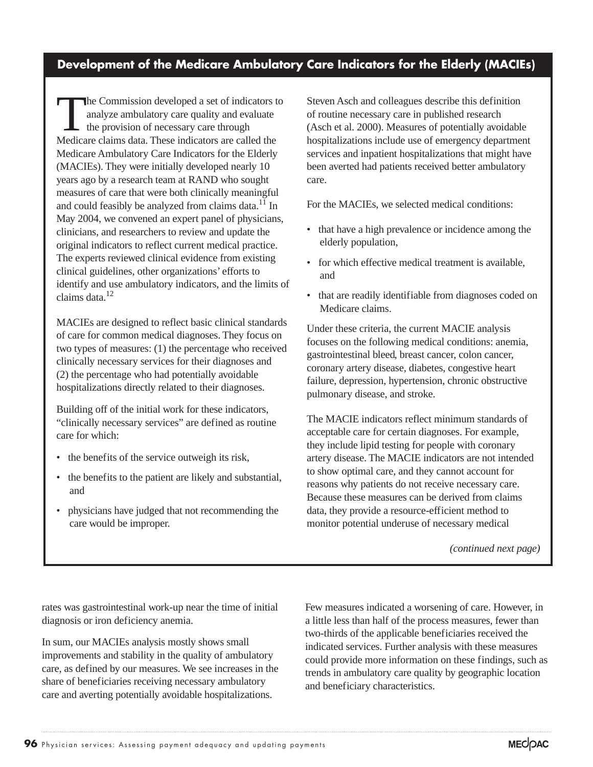## Development of the Medicare Ambulatory Care Indicators for the Elderly (MACIEs)

The Commission developed a set of indicators to analyze ambulatory care quality and evaluate the provision of necessary care through Medicare claims data. These indicators are called the Medicare Ambulatory Care Indicators for the Elderly (MACIEs). They were initially developed nearly 10 years ago by a research team at RAND who sought measures of care that were both clinically meaningful and could feasibly be analyzed from claims data.[11] In May 2004, we convened an expert panel of physicians, clinicians, and researchers to review and update the original indicators to reflect current medical practice. The experts reviewed clinical evidence from existing clinical guidelines, other organizations' efforts to identify and use ambulatory indicators, and the limits of claims data.[12]

MACIEs are designed to reflect basic clinical standards of care for common medical diagnoses. They focus on two types of measures: (1) the percentage who received clinically necessary services for their diagnoses and (2) the percentage who had potentially avoidable hospitalizations directly related to their diagnoses.

Building off of the initial work for these indicators, "clinically necessary services" are defined as routine care for which:

- the benefits of the service outweigh its risk,
- the benefits to the patient are likely and substantial, and
- physicians have judged that not recommending the care would be improper.

Steven Asch and colleagues describe this definition of routine necessary care in published research (Asch et al. 2000). Measures of potentially avoidable hospitalizations include use of emergency department services and inpatient hospitalizations that might have been averted had patients received better ambulatory care.

For the MACIEs, we selected medical conditions:

- that have a high prevalence or incidence among the elderly population,
- for which effective medical treatment is available, and
- that are readily identifiable from diagnoses coded on Medicare claims.

Under these criteria, the current MACIE analysis focuses on the following medical conditions: anemia, gastrointestinal bleed, breast cancer, colon cancer, coronary artery disease, diabetes, congestive heart failure, depression, hypertension, chronic obstructive pulmonary disease, and stroke.

The MACIE indicators reflect minimum standards of acceptable care for certain diagnoses. For example, they include lipid testing for people with coronary artery disease. The MACIE indicators are not intended to show optimal care, and they cannot account for reasons why patients do not receive necessary care. Because these measures can be derived from claims data, they provide a resource-efficient method to monitor potential underuse of necessary medical

*(continued next page)*

rates was gastrointestinal work-up near the time of initial diagnosis or iron deficiency anemia.

In sum, our MACIEs analysis mostly shows small improvements and stability in the quality of ambulatory care, as defined by our measures. We see increases in the share of beneficiaries receiving necessary ambulatory care and averting potentially avoidable hospitalizations.

Few measures indicated a worsening of care. However, in a little less than half of the process measures, fewer than two-thirds of the applicable beneficiaries received the indicated services. Further analysis with these measures could provide more information on these findings, such as trends in ambulatory care quality by geographic location and beneficiary characteristics.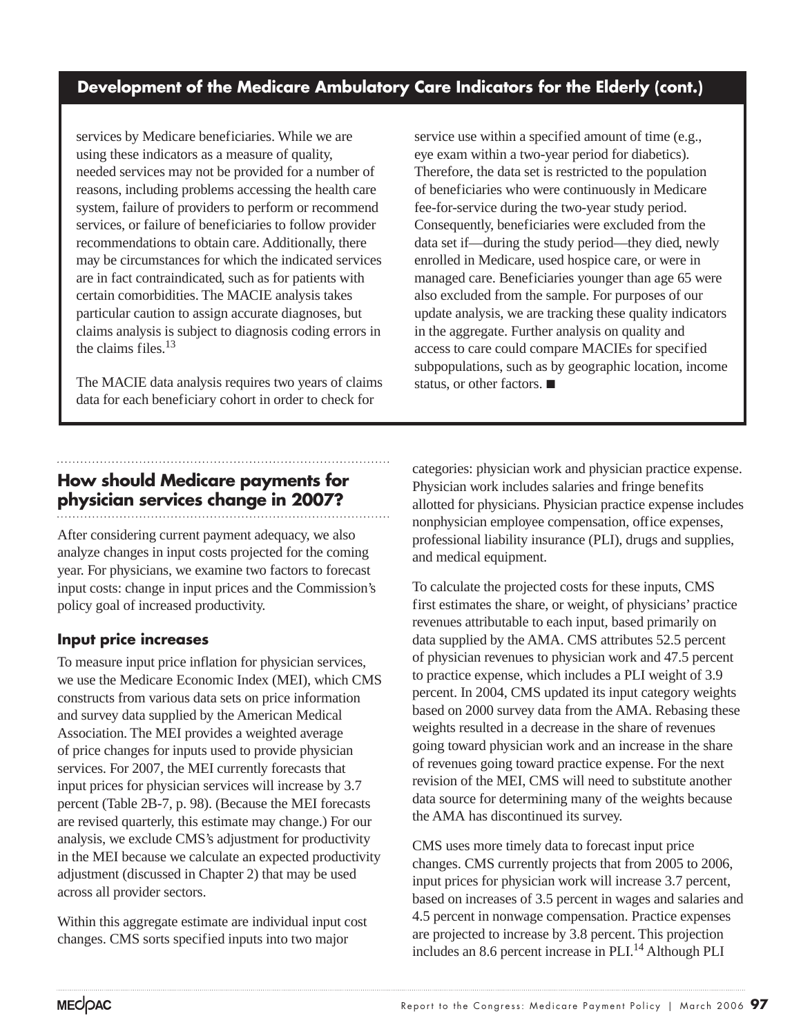## Development of the Medicare Ambulatory Care Indicators for the Elderly (cont.)

services by Medicare beneficiaries. While we are using these indicators as a measure of quality, needed services may not be provided for a number of reasons, including problems accessing the health care system, failure of providers to perform or recommend services, or failure of beneficiaries to follow provider recommendations to obtain care. Additionally, there may be circumstances for which the indicated services are in fact contraindicated, such as for patients with certain comorbidities. The MACIE analysis takes particular caution to assign accurate diagnoses, but claims analysis is subject to diagnosis coding errors in the claims files.[13]

The MACIE data analysis requires two years of claims data for each beneficiary cohort in order to check for service use within a specified amount of time (e.g., eye exam within a two-year period for diabetics). Therefore, the data set is restricted to the population of beneficiaries who were continuously in Medicare fee-for-service during the two-year study period. Consequently, beneficiaries were excluded from the data set if—during the study period—they died, newly enrolled in Medicare, used hospice care, or were in managed care. Beneficiaries younger than age 65 were also excluded from the sample. For purposes of our update analysis, we are tracking these quality indicators in the aggregate. Further analysis on quality and access to care could compare MACIEs for specified subpopulations, such as by geographic location, income status, or other factors. ■

## How should Medicare payments for physician services change in 2007?

After considering current payment adequacy, we also analyze changes in input costs projected for the coming year. For physicians, we examine two factors to forecast input costs: change in input prices and the Commission's policy goal of increased productivity.

### Input price increases

To measure input price inflation for physician services, we use the Medicare Economic Index (MEI), which CMS constructs from various data sets on price information and survey data supplied by the American Medical Association. The MEI provides a weighted average of price changes for inputs used to provide physician services. For 2007, the MEI currently forecasts that input prices for physician services will increase by 3.7 percent (Table 2B-7, p. 98). (Because the MEI forecasts are revised quarterly, this estimate may change.) For our analysis, we exclude CMS's adjustment for productivity in the MEI because we calculate an expected productivity adjustment (discussed in Chapter 2) that may be used across all provider sectors.

Within this aggregate estimate are individual input cost changes. CMS sorts specified inputs into two major categories: physician work and physician practice expense. Physician work includes salaries and fringe benefits allotted for physicians. Physician practice expense includes nonphysician employee compensation, office expenses, professional liability insurance (PLI), drugs and supplies, and medical equipment.

To calculate the projected costs for these inputs, CMS first estimates the share, or weight, of physicians' practice revenues attributable to each input, based primarily on data supplied by the AMA. CMS attributes 52.5 percent of physician revenues to physician work and 47.5 percent to practice expense, which includes a PLI weight of 3.9 percent. In 2004, CMS updated its input category weights based on 2000 survey data from the AMA. Rebasing these weights resulted in a decrease in the share of revenues going toward physician work and an increase in the share of revenues going toward practice expense. For the next revision of the MEI, CMS will need to substitute another data source for determining many of the weights because the AMA has discontinued its survey.

CMS uses more timely data to forecast input price changes. CMS currently projects that from 2005 to 2006, input prices for physician work will increase 3.7 percent, based on increases of 3.5 percent in wages and salaries and 4.5 percent in nonwage compensation. Practice expenses are projected to increase by 3.8 percent. This projection includes an 8.6 percent increase in PLI.[14] Although PLI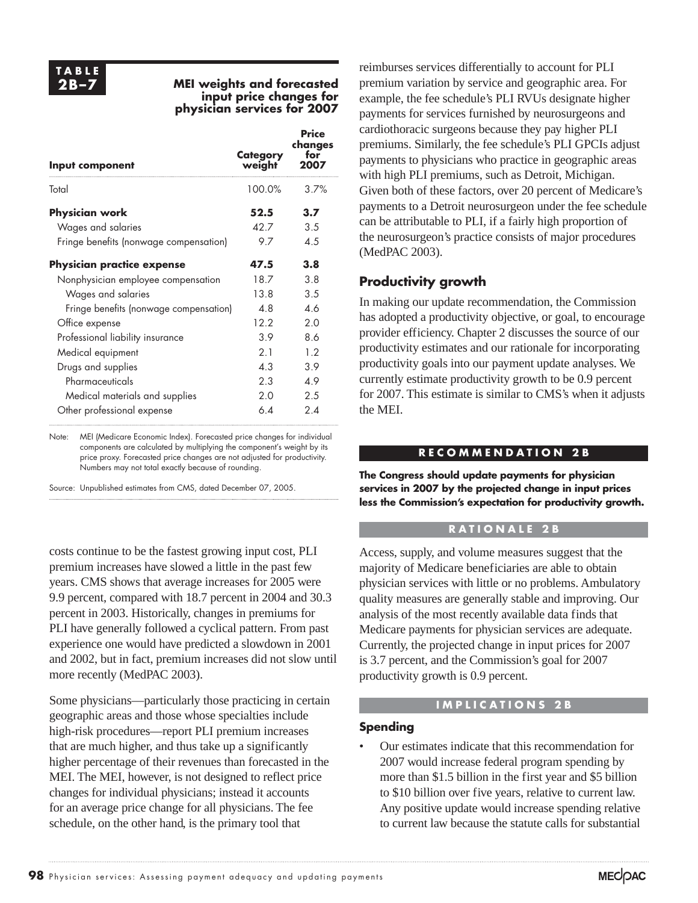**TABLE 2B–7**

**MEI weights and forecasted input price changes for physician services for 2007**

| Input component | Category weight | Price changes for 2007 |
|---|---|---|
| Total | 100.0% | 3.7% |
| **Physician work** | **52.5** | **3.7** |
| Wages and salaries | 42.7 | 3.5 |
| Fringe benefits (nonwage compensation) | 9.7 | 4.5 |
| **Physician practice expense** | **47.5** | **3.8** |
| Nonphysician employee compensation | 18.7 | 3.8 |
| Wages and salaries | 13.8 | 3.5 |
| Fringe benefits (nonwage compensation) | 4.8 | 4.6 |
| Office expense | 12.2 | 2.0 |
| Professional liability insurance | 3.9 | 8.6 |
| Medical equipment | 2.1 | 1.2 |
| Drugs and supplies | 4.3 | 3.9 |
| Pharmaceuticals | 2.3 | 4.9 |
| Medical materials and supplies | 2.0 | 2.5 |
| Other professional expense | 6.4 | 2.4 |

Note: MEI (Medicare Economic Index). Forecasted price changes for individual components are calculated by multiplying the component's weight by its price proxy. Forecasted price changes are not adjusted for productivity. Numbers may not total exactly because of rounding.

Source: Unpublished estimates from CMS, dated December 07, 2005.

costs continue to be the fastest growing input cost, PLI premium increases have slowed a little in the past few years. CMS shows that average increases for 2005 were 9.9 percent, compared with 18.7 percent in 2004 and 30.3 percent in 2003. Historically, changes in premiums for PLI have generally followed a cyclical pattern. From past experience one would have predicted a slowdown in 2001 and 2002, but in fact, premium increases did not slow until more recently (MedPAC 2003).

Some physicians—particularly those practicing in certain geographic areas and those whose specialties include high-risk procedures—report PLI premium increases that are much higher, and thus take up a significantly higher percentage of their revenues than forecasted in the MEI. The MEI, however, is not designed to reflect price changes for individual physicians; instead it accounts for an average price change for all physicians. The fee schedule, on the other hand, is the primary tool that reimburses services differentially to account for PLI premium variation by service and geographic area. For example, the fee schedule's PLI RVUs designate higher payments for services furnished by neurosurgeons and cardiothoracic surgeons because they pay higher PLI premiums. Similarly, the fee schedule's PLI GPCIs adjust payments to physicians who practice in geographic areas with high PLI premiums, such as Detroit, Michigan. Given both of these factors, over 20 percent of Medicare's payments to a Detroit neurosurgeon under the fee schedule can be attributable to PLI, if a fairly high proportion of the neurosurgeon's practice consists of major procedures (MedPAC 2003).

## Productivity growth

In making our update recommendation, the Commission has adopted a productivity objective, or goal, to encourage provider efficiency. Chapter 2 discusses the source of our productivity estimates and our rationale for incorporating productivity goals into our payment update analyses. We currently estimate productivity growth to be 0.9 percent for 2007. This estimate is similar to CMS's when it adjusts the MEI.

**RECOMMENDATION 2B**

**The Congress should update payments for physician services in 2007 by the projected change in input prices less the Commission's expectation for productivity growth.**

**RATIONALE 2B**

Access, supply, and volume measures suggest that the majority of Medicare beneficiaries are able to obtain physician services with little or no problems. Ambulatory quality measures are generally stable and improving. Our analysis of the most recently available data finds that Medicare payments for physician services are adequate. Currently, the projected change in input prices for 2007 is 3.7 percent, and the Commission's goal for 2007 productivity growth is 0.9 percent.

**IMPLICATIONS 2B**

**Spending**

- Our estimates indicate that this recommendation for 2007 would increase federal program spending by more than $1.5 billion in the first year and $5 billion to $10 billion over five years, relative to current law. Any positive update would increase spending relative to current law because the statute calls for substantial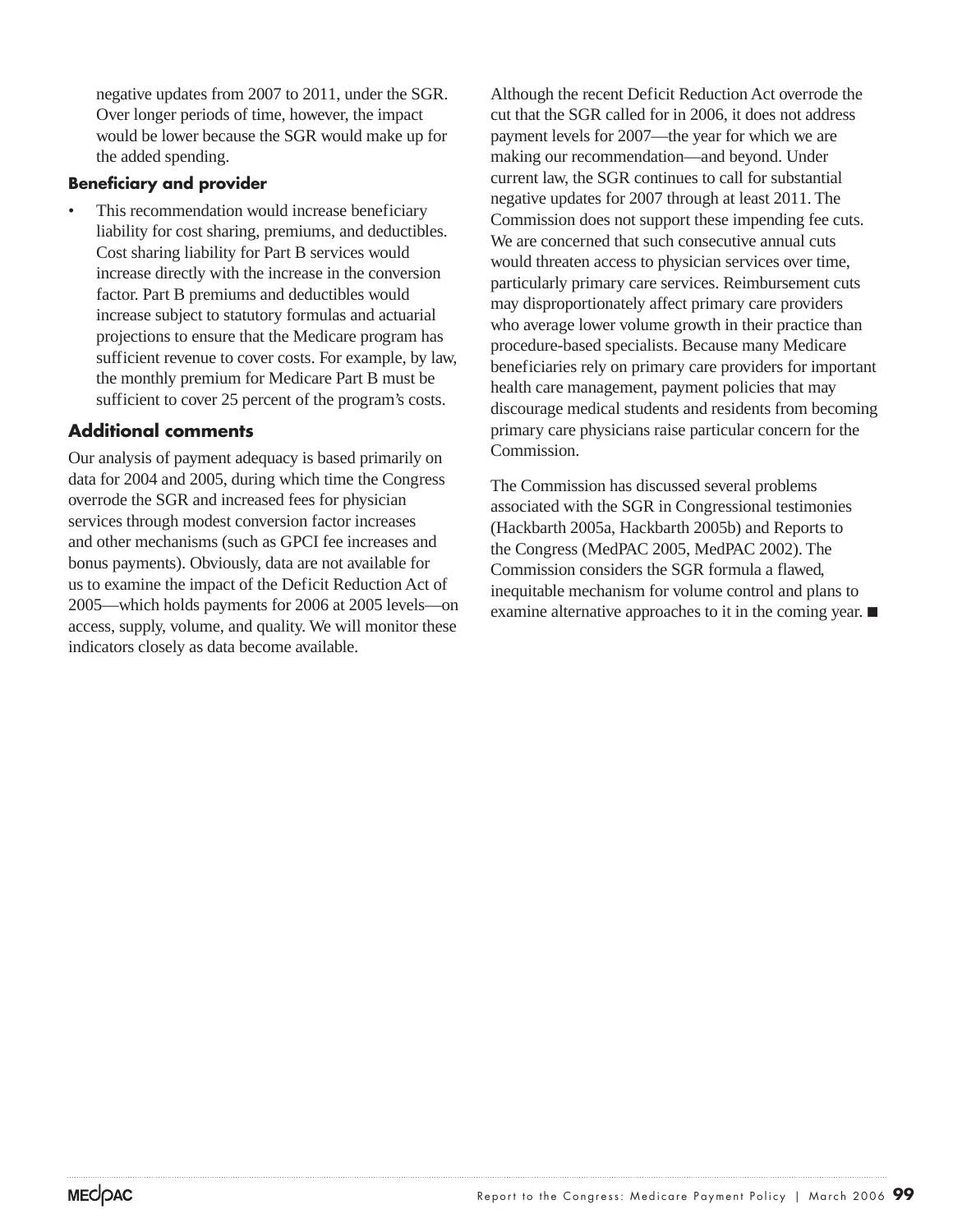negative updates from 2007 to 2011, under the SGR. Over longer periods of time, however, the impact would be lower because the SGR would make up for the added spending.

**Beneficiary and provider**

- This recommendation would increase beneficiary liability for cost sharing, premiums, and deductibles. Cost sharing liability for Part B services would increase directly with the increase in the conversion factor. Part B premiums and deductibles would increase subject to statutory formulas and actuarial projections to ensure that the Medicare program has sufficient revenue to cover costs. For example, by law, the monthly premium for Medicare Part B must be sufficient to cover 25 percent of the program's costs.

## Additional comments

Our analysis of payment adequacy is based primarily on data for 2004 and 2005, during which time the Congress overrode the SGR and increased fees for physician services through modest conversion factor increases and other mechanisms (such as GPCI fee increases and bonus payments). Obviously, data are not available for us to examine the impact of the Deficit Reduction Act of 2005—which holds payments for 2006 at 2005 levels—on access, supply, volume, and quality. We will monitor these indicators closely as data become available.

Although the recent Deficit Reduction Act overrode the cut that the SGR called for in 2006, it does not address payment levels for 2007—the year for which we are making our recommendation—and beyond. Under current law, the SGR continues to call for substantial negative updates for 2007 through at least 2011. The Commission does not support these impending fee cuts. We are concerned that such consecutive annual cuts would threaten access to physician services over time, particularly primary care services. Reimbursement cuts may disproportionately affect primary care providers who average lower volume growth in their practice than procedure-based specialists. Because many Medicare beneficiaries rely on primary care providers for important health care management, payment policies that may discourage medical students and residents from becoming primary care physicians raise particular concern for the Commission.

The Commission has discussed several problems associated with the SGR in Congressional testimonies (Hackbarth 2005a, Hackbarth 2005b) and Reports to the Congress (MedPAC 2005, MedPAC 2002). The Commission considers the SGR formula a flawed, inequitable mechanism for volume control and plans to examine alternative approaches to it in the coming year. ■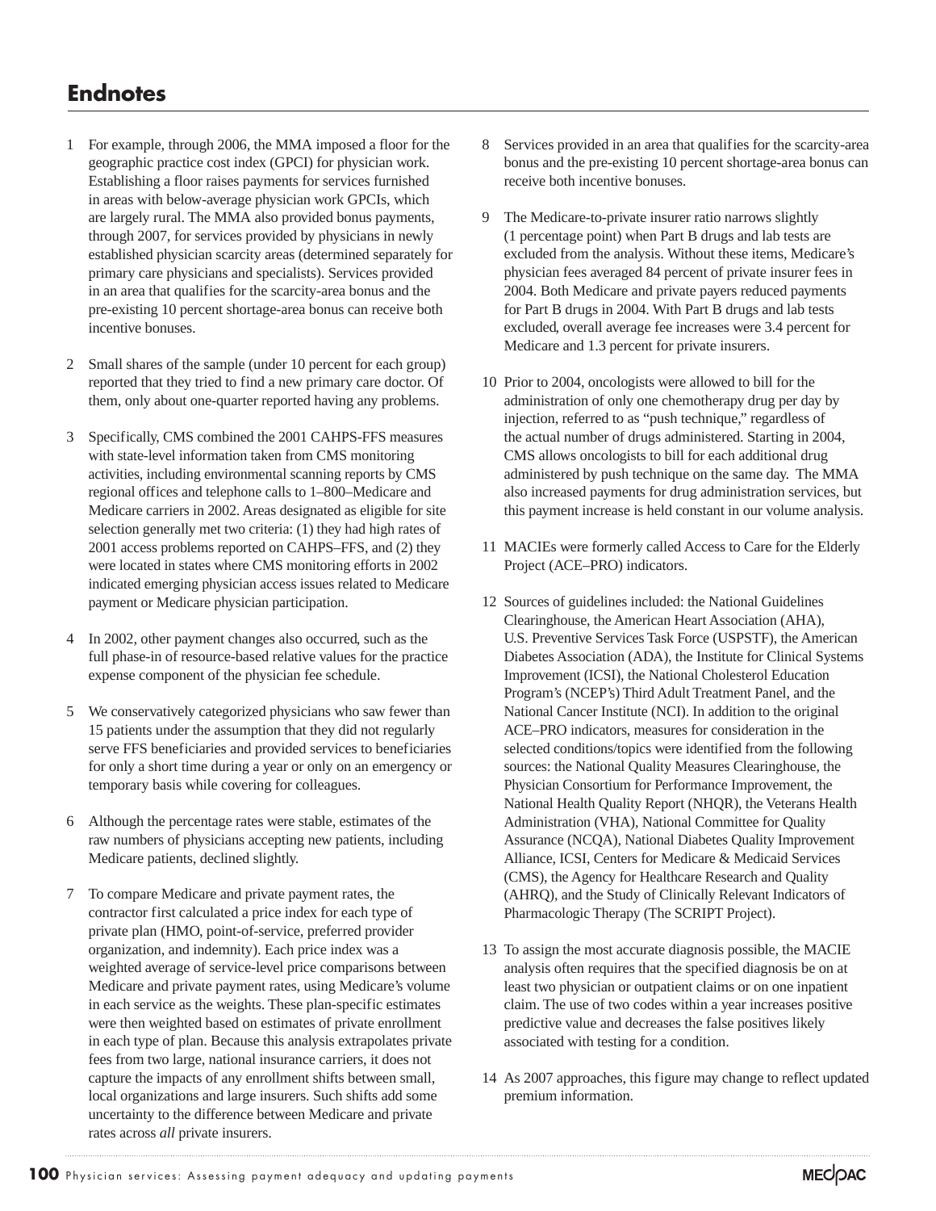# Endnotes

1 For example, through 2006, the MMA imposed a floor for the geographic practice cost index (GPCI) for physician work. Establishing a floor raises payments for services furnished in areas with below-average physician work GPCIs, which are largely rural. The MMA also provided bonus payments, through 2007, for services provided by physicians in newly established physician scarcity areas (determined separately for primary care physicians and specialists). Services provided in an area that qualifies for the scarcity-area bonus and the pre-existing 10 percent shortage-area bonus can receive both incentive bonuses.

2 Small shares of the sample (under 10 percent for each group) reported that they tried to find a new primary care doctor. Of them, only about one-quarter reported having any problems.

3 Specifically, CMS combined the 2001 CAHPS-FFS measures with state-level information taken from CMS monitoring activities, including environmental scanning reports by CMS regional offices and telephone calls to 1–800–Medicare and Medicare carriers in 2002. Areas designated as eligible for site selection generally met two criteria: (1) they had high rates of 2001 access problems reported on CAHPS–FFS, and (2) they were located in states where CMS monitoring efforts in 2002 indicated emerging physician access issues related to Medicare payment or Medicare physician participation.

4 In 2002, other payment changes also occurred, such as the full phase-in of resource-based relative values for the practice expense component of the physician fee schedule.

5 We conservatively categorized physicians who saw fewer than 15 patients under the assumption that they did not regularly serve FFS beneficiaries and provided services to beneficiaries for only a short time during a year or only on an emergency or temporary basis while covering for colleagues.

6 Although the percentage rates were stable, estimates of the raw numbers of physicians accepting new patients, including Medicare patients, declined slightly.

7 To compare Medicare and private payment rates, the contractor first calculated a price index for each type of private plan (HMO, point-of-service, preferred provider organization, and indemnity). Each price index was a weighted average of service-level price comparisons between Medicare and private payment rates, using Medicare's volume in each service as the weights. These plan-specific estimates were then weighted based on estimates of private enrollment in each type of plan. Because this analysis extrapolates private fees from two large, national insurance carriers, it does not capture the impacts of any enrollment shifts between small, local organizations and large insurers. Such shifts add some uncertainty to the difference between Medicare and private rates across *all* private insurers.

8 Services provided in an area that qualifies for the scarcity-area bonus and the pre-existing 10 percent shortage-area bonus can receive both incentive bonuses.

9 The Medicare-to-private insurer ratio narrows slightly (1 percentage point) when Part B drugs and lab tests are excluded from the analysis. Without these items, Medicare's physician fees averaged 84 percent of private insurer fees in 2004. Both Medicare and private payers reduced payments for Part B drugs in 2004. With Part B drugs and lab tests excluded, overall average fee increases were 3.4 percent for Medicare and 1.3 percent for private insurers.

10 Prior to 2004, oncologists were allowed to bill for the administration of only one chemotherapy drug per day by injection, referred to as "push technique," regardless of the actual number of drugs administered. Starting in 2004, CMS allows oncologists to bill for each additional drug administered by push technique on the same day. The MMA also increased payments for drug administration services, but this payment increase is held constant in our volume analysis.

11 MACIEs were formerly called Access to Care for the Elderly Project (ACE–PRO) indicators.

12 Sources of guidelines included: the National Guidelines Clearinghouse, the American Heart Association (AHA), U.S. Preventive Services Task Force (USPSTF), the American Diabetes Association (ADA), the Institute for Clinical Systems Improvement (ICSI), the National Cholesterol Education Program's (NCEP's) Third Adult Treatment Panel, and the National Cancer Institute (NCI). In addition to the original ACE–PRO indicators, measures for consideration in the selected conditions/topics were identified from the following sources: the National Quality Measures Clearinghouse, the Physician Consortium for Performance Improvement, the National Health Quality Report (NHQR), the Veterans Health Administration (VHA), National Committee for Quality Assurance (NCQA), National Diabetes Quality Improvement Alliance, ICSI, Centers for Medicare & Medicaid Services (CMS), the Agency for Healthcare Research and Quality (AHRQ), and the Study of Clinically Relevant Indicators of Pharmacologic Therapy (The SCRIPT Project).

13 To assign the most accurate diagnosis possible, the MACIE analysis often requires that the specified diagnosis be on at least two physician or outpatient claims or on one inpatient claim. The use of two codes within a year increases positive predictive value and decreases the false positives likely associated with testing for a condition.

14 As 2007 approaches, this figure may change to reflect updated premium information.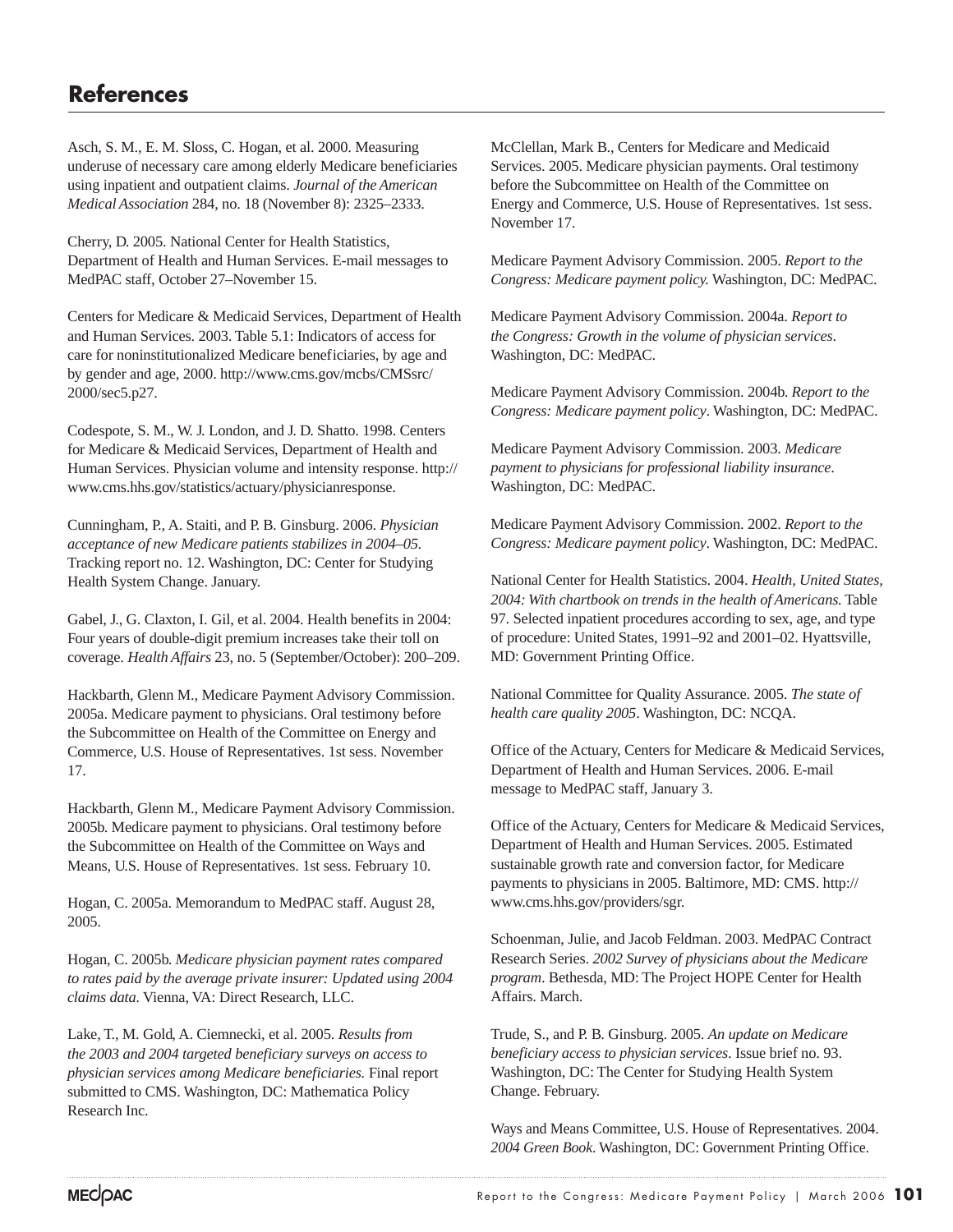# References

Asch, S. M., E. M. Sloss, C. Hogan, et al. 2000. Measuring underuse of necessary care among elderly Medicare beneficiaries using inpatient and outpatient claims. *Journal of the American Medical Association* 284, no. 18 (November 8): 2325–2333.

Cherry, D. 2005. National Center for Health Statistics, Department of Health and Human Services. E-mail messages to MedPAC staff, October 27–November 15.

Centers for Medicare & Medicaid Services, Department of Health and Human Services. 2003. Table 5.1: Indicators of access for care for noninstitutionalized Medicare beneficiaries, by age and by gender and age, 2000. http://www.cms.gov/mcbs/CMSsrc/2000/sec5.p27.

Codespote, S. M., W. J. London, and J. D. Shatto. 1998. Centers for Medicare & Medicaid Services, Department of Health and Human Services. Physician volume and intensity response. http://www.cms.hhs.gov/statistics/actuary/physicianresponse.

Cunningham, P., A. Staiti, and P. B. Ginsburg. 2006. *Physician acceptance of new Medicare patients stabilizes in 2004–05.* Tracking report no. 12. Washington, DC: Center for Studying Health System Change. January.

Gabel, J., G. Claxton, I. Gil, et al. 2004. Health benefits in 2004: Four years of double-digit premium increases take their toll on coverage. *Health Affairs* 23, no. 5 (September/October): 200–209.

Hackbarth, Glenn M., Medicare Payment Advisory Commission. 2005a. Medicare payment to physicians. Oral testimony before the Subcommittee on Health of the Committee on Energy and Commerce, U.S. House of Representatives. 1st sess. November 17.

Hackbarth, Glenn M., Medicare Payment Advisory Commission. 2005b. Medicare payment to physicians. Oral testimony before the Subcommittee on Health of the Committee on Ways and Means, U.S. House of Representatives. 1st sess. February 10.

Hogan, C. 2005a. Memorandum to MedPAC staff. August 28, 2005.

Hogan, C. 2005b. *Medicare physician payment rates compared to rates paid by the average private insurer: Updated using 2004 claims data*. Vienna, VA: Direct Research, LLC.

Lake, T., M. Gold, A. Ciemnecki, et al. 2005. *Results from the 2003 and 2004 targeted beneficiary surveys on access to physician services among Medicare beneficiaries.* Final report submitted to CMS. Washington, DC: Mathematica Policy Research Inc.

McClellan, Mark B., Centers for Medicare and Medicaid Services. 2005. Medicare physician payments. Oral testimony before the Subcommittee on Health of the Committee on Energy and Commerce, U.S. House of Representatives. 1st sess. November 17.

Medicare Payment Advisory Commission. 2005. *Report to the Congress: Medicare payment policy.* Washington, DC: MedPAC.

Medicare Payment Advisory Commission. 2004a. *Report to the Congress: Growth in the volume of physician services*. Washington, DC: MedPAC.

Medicare Payment Advisory Commission. 2004b. *Report to the Congress: Medicare payment policy*. Washington, DC: MedPAC.

Medicare Payment Advisory Commission. 2003. *Medicare payment to physicians for professional liability insurance*. Washington, DC: MedPAC.

Medicare Payment Advisory Commission. 2002. *Report to the Congress: Medicare payment policy*. Washington, DC: MedPAC.

National Center for Health Statistics. 2004. *Health, United States, 2004: With chartbook on trends in the health of Americans.* Table 97. Selected inpatient procedures according to sex, age, and type of procedure: United States, 1991–92 and 2001–02. Hyattsville, MD: Government Printing Office.

National Committee for Quality Assurance. 2005. *The state of health care quality 2005*. Washington, DC: NCQA.

Office of the Actuary, Centers for Medicare & Medicaid Services, Department of Health and Human Services. 2006. E-mail message to MedPAC staff, January 3.

Office of the Actuary, Centers for Medicare & Medicaid Services, Department of Health and Human Services. 2005. Estimated sustainable growth rate and conversion factor, for Medicare payments to physicians in 2005. Baltimore, MD: CMS. http://www.cms.hhs.gov/providers/sgr.

Schoenman, Julie, and Jacob Feldman. 2003. MedPAC Contract Research Series. *2002 Survey of physicians about the Medicare program*. Bethesda, MD: The Project HOPE Center for Health Affairs. March.

Trude, S., and P. B. Ginsburg. 2005. *An update on Medicare beneficiary access to physician services*. Issue brief no. 93. Washington, DC: The Center for Studying Health System Change. February.

Ways and Means Committee, U.S. House of Representatives. 2004. *2004 Green Book*. Washington, DC: Government Printing Office.